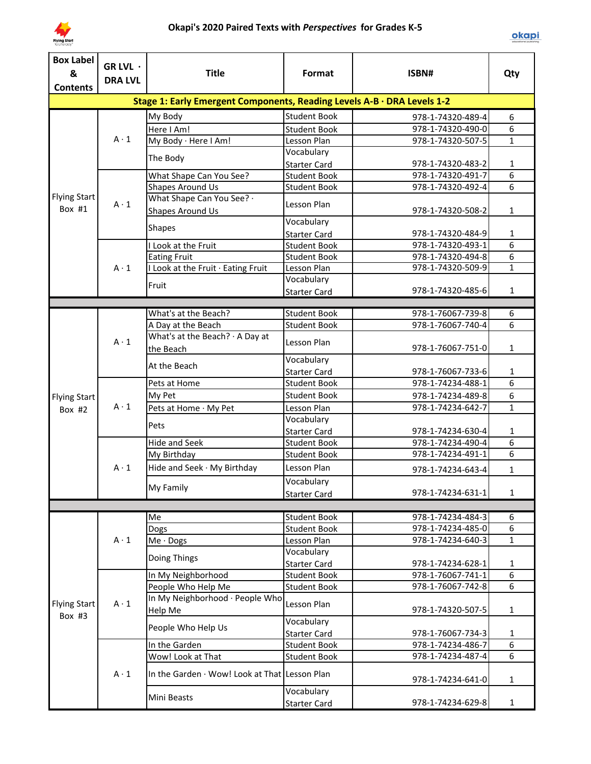# Okapi's 2020 Paired Texts with *Perspectives* for Grades K-5

| Box Label & Contents | GR LVL · DRA LVL | Title | Format | ISBN# | Qty |
|---|---|---|---|---|---|
| **Stage 1: Early Emergent Components, Reading Levels A-B · DRA Levels 1-2** | | | | | |
| Flying Start Box #1 | A · 1 | My Body | Student Book | 978-1-74320-489-4 | 6 |
| | | Here I Am! | Student Book | 978-1-74320-490-0 | 6 |
| | | My Body · Here I Am! | Lesson Plan | 978-1-74320-507-5 | 1 |
| | | The Body | Vocabulary Starter Card | 978-1-74320-483-2 | 1 |
| | A · 1 | What Shape Can You See? | Student Book | 978-1-74320-491-7 | 6 |
| | | Shapes Around Us | Student Book | 978-1-74320-492-4 | 6 |
| | | What Shape Can You See? · Shapes Around Us | Lesson Plan | 978-1-74320-508-2 | 1 |
| | | Shapes | Vocabulary Starter Card | 978-1-74320-484-9 | 1 |
| | A · 1 | I Look at the Fruit | Student Book | 978-1-74320-493-1 | 6 |
| | | Eating Fruit | Student Book | 978-1-74320-494-8 | 6 |
| | | I Look at the Fruit · Eating Fruit | Lesson Plan | 978-1-74320-509-9 | 1 |
| | | Fruit | Vocabulary Starter Card | 978-1-74320-485-6 | 1 |
| Flying Start Box #2 | A · 1 | What's at the Beach? | Student Book | 978-1-76067-739-8 | 6 |
| | | A Day at the Beach | Student Book | 978-1-76067-740-4 | 6 |
| | | What's at the Beach? · A Day at the Beach | Lesson Plan | 978-1-76067-751-0 | 1 |
| | | At the Beach | Vocabulary Starter Card | 978-1-76067-733-6 | 1 |
| | A · 1 | Pets at Home | Student Book | 978-1-74234-488-1 | 6 |
| | | My Pet | Student Book | 978-1-74234-489-8 | 6 |
| | | Pets at Home · My Pet | Lesson Plan | 978-1-74234-642-7 | 1 |
| | | Pets | Vocabulary Starter Card | 978-1-74234-630-4 | 1 |
| | A · 1 | Hide and Seek | Student Book | 978-1-74234-490-4 | 6 |
| | | My Birthday | Student Book | 978-1-74234-491-1 | 6 |
| | | Hide and Seek · My Birthday | Lesson Plan | 978-1-74234-643-4 | 1 |
| | | My Family | Vocabulary Starter Card | 978-1-74234-631-1 | 1 |
| Flying Start Box #3 | A · 1 | Me | Student Book | 978-1-74234-484-3 | 6 |
| | | Dogs | Student Book | 978-1-74234-485-0 | 6 |
| | | Me · Dogs | Lesson Plan | 978-1-74234-640-3 | 1 |
| | | Doing Things | Vocabulary Starter Card | 978-1-74234-628-1 | 1 |
| | A · 1 | In My Neighborhood | Student Book | 978-1-76067-741-1 | 6 |
| | | People Who Help Me | Student Book | 978-1-76067-742-8 | 6 |
| | | In My Neighborhood · People Who Help Me | Lesson Plan | 978-1-74320-507-5 | 1 |
| | | People Who Help Us | Vocabulary Starter Card | 978-1-76067-734-3 | 1 |
| | A · 1 | In the Garden | Student Book | 978-1-74234-486-7 | 6 |
| | | Wow! Look at That | Student Book | 978-1-74234-487-4 | 6 |
| | | In the Garden · Wow! Look at That | Lesson Plan | 978-1-74234-641-0 | 1 |
| | | Mini Beasts | Vocabulary Starter Card | 978-1-74234-629-8 | 1 |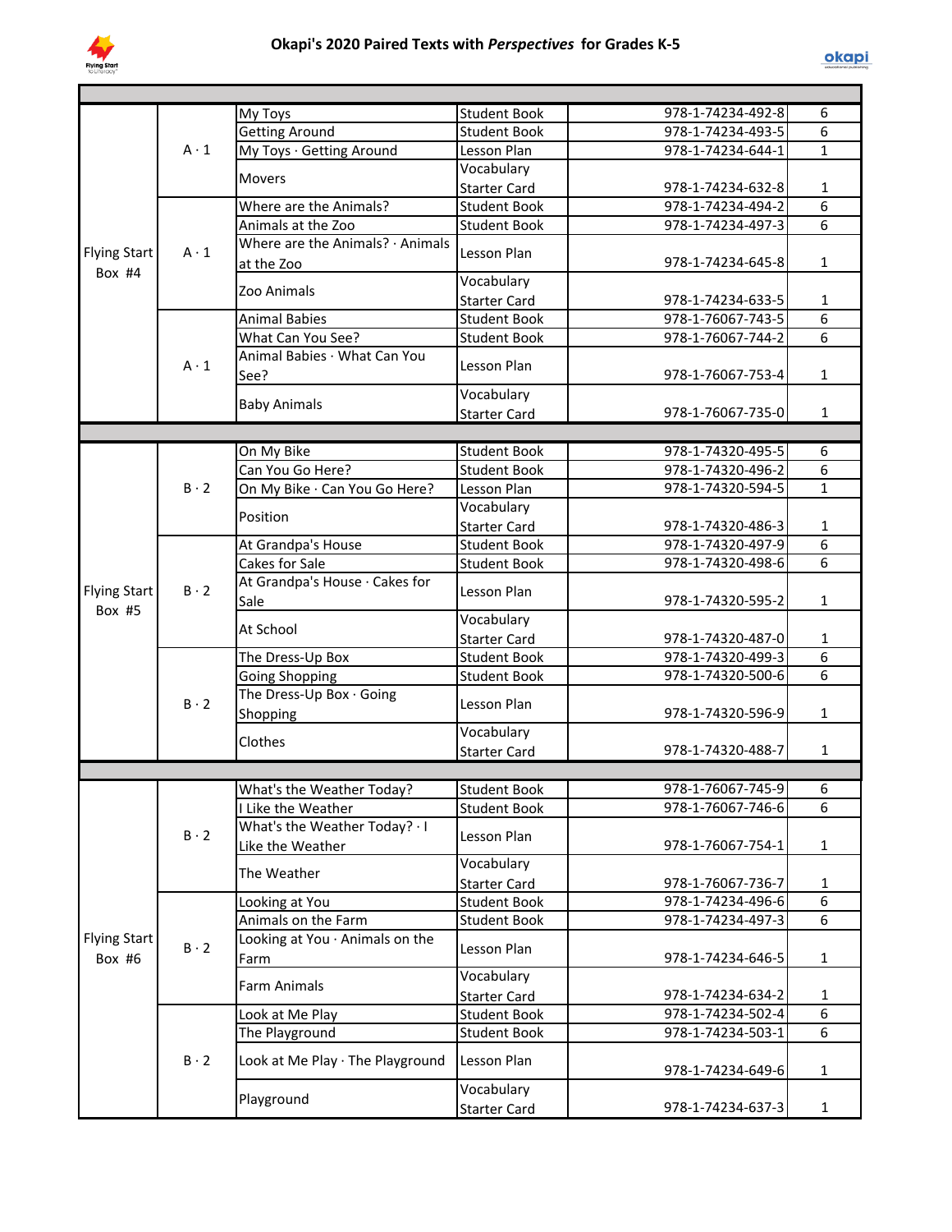# Okapi's 2020 Paired Texts with *Perspectives* for Grades K-5

| | | | | | |
|---|---|---|---|---|---|
| Flying Start Box #4 | A · 1 | My Toys | Student Book | 978-1-74234-492-8 | 6 |
| | | Getting Around | Student Book | 978-1-74234-493-5 | 6 |
| | | My Toys · Getting Around | Lesson Plan | 978-1-74234-644-1 | 1 |
| | | Movers | Vocabulary Starter Card | 978-1-74234-632-8 | 1 |
| | A · 1 | Where are the Animals? | Student Book | 978-1-74234-494-2 | 6 |
| | | Animals at the Zoo | Student Book | 978-1-74234-497-3 | 6 |
| | | Where are the Animals? · Animals at the Zoo | Lesson Plan | 978-1-74234-645-8 | 1 |
| | | Zoo Animals | Vocabulary Starter Card | 978-1-74234-633-5 | 1 |
| | A · 1 | Animal Babies | Student Book | 978-1-76067-743-5 | 6 |
| | | What Can You See? | Student Book | 978-1-76067-744-2 | 6 |
| | | Animal Babies · What Can You See? | Lesson Plan | 978-1-76067-753-4 | 1 |
| | | Baby Animals | Vocabulary Starter Card | 978-1-76067-735-0 | 1 |
| Flying Start Box #5 | B · 2 | On My Bike | Student Book | 978-1-74320-495-5 | 6 |
| | | Can You Go Here? | Student Book | 978-1-74320-496-2 | 6 |
| | | On My Bike · Can You Go Here? | Lesson Plan | 978-1-74320-594-5 | 1 |
| | | Position | Vocabulary Starter Card | 978-1-74320-486-3 | 1 |
| | B · 2 | At Grandpa's House | Student Book | 978-1-74320-497-9 | 6 |
| | | Cakes for Sale | Student Book | 978-1-74320-498-6 | 6 |
| | | At Grandpa's House · Cakes for Sale | Lesson Plan | 978-1-74320-595-2 | 1 |
| | | At School | Vocabulary Starter Card | 978-1-74320-487-0 | 1 |
| | B · 2 | The Dress-Up Box | Student Book | 978-1-74320-499-3 | 6 |
| | | Going Shopping | Student Book | 978-1-74320-500-6 | 6 |
| | | The Dress-Up Box · Going Shopping | Lesson Plan | 978-1-74320-596-9 | 1 |
| | | Clothes | Vocabulary Starter Card | 978-1-74320-488-7 | 1 |
| Flying Start Box #6 | B · 2 | What's the Weather Today? | Student Book | 978-1-76067-745-9 | 6 |
| | | I Like the Weather | Student Book | 978-1-76067-746-6 | 6 |
| | | What's the Weather Today? · I Like the Weather | Lesson Plan | 978-1-76067-754-1 | 1 |
| | | The Weather | Vocabulary Starter Card | 978-1-76067-736-7 | 1 |
| | B · 2 | Looking at You | Student Book | 978-1-74234-496-6 | 6 |
| | | Animals on the Farm | Student Book | 978-1-74234-497-3 | 6 |
| | | Looking at You · Animals on the Farm | Lesson Plan | 978-1-74234-646-5 | 1 |
| | | Farm Animals | Vocabulary Starter Card | 978-1-74234-634-2 | 1 |
| | B · 2 | Look at Me Play | Student Book | 978-1-74234-502-4 | 6 |
| | | The Playground | Student Book | 978-1-74234-503-1 | 6 |
| | | Look at Me Play · The Playground | Lesson Plan | 978-1-74234-649-6 | 1 |
| | | Playground | Vocabulary Starter Card | 978-1-74234-637-3 | 1 |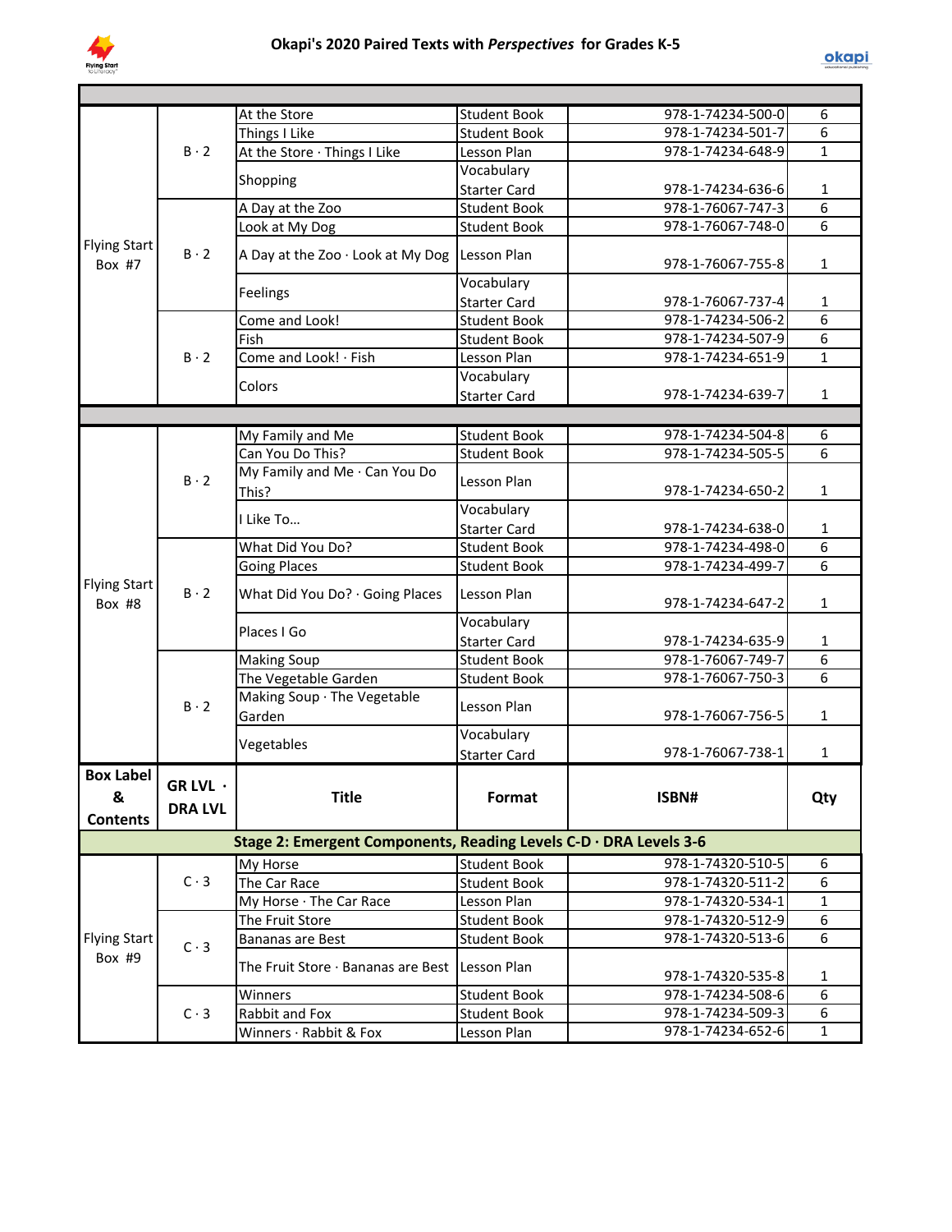## Okapi's 2020 Paired Texts with *Perspectives* for Grades K-5

| Box Label & Contents | GR LVL · DRA LVL | Title | Format | ISBN# | Qty |
|---|---|---|---|---|---|
| Flying Start Box #7 | B · 2 | At the Store | Student Book | 978-1-74234-500-0 | 6 |
| | | Things I Like | Student Book | 978-1-74234-501-7 | 6 |
| | | At the Store · Things I Like | Lesson Plan | 978-1-74234-648-9 | 1 |
| | | Shopping | Vocabulary Starter Card | 978-1-74234-636-6 | 1 |
| | B · 2 | A Day at the Zoo | Student Book | 978-1-76067-747-3 | 6 |
| | | Look at My Dog | Student Book | 978-1-76067-748-0 | 6 |
| | | A Day at the Zoo · Look at My Dog | Lesson Plan | 978-1-76067-755-8 | 1 |
| | | Feelings | Vocabulary Starter Card | 978-1-76067-737-4 | 1 |
| | B · 2 | Come and Look! | Student Book | 978-1-74234-506-2 | 6 |
| | | Fish | Student Book | 978-1-74234-507-9 | 6 |
| | | Come and Look! · Fish | Lesson Plan | 978-1-74234-651-9 | 1 |
| | | Colors | Vocabulary Starter Card | 978-1-74234-639-7 | 1 |
| Flying Start Box #8 | B · 2 | My Family and Me | Student Book | 978-1-74234-504-8 | 6 |
| | | Can You Do This? | Student Book | 978-1-74234-505-5 | 6 |
| | | My Family and Me · Can You Do This? | Lesson Plan | 978-1-74234-650-2 | 1 |
| | | I Like To… | Vocabulary Starter Card | 978-1-74234-638-0 | 1 |
| | B · 2 | What Did You Do? | Student Book | 978-1-74234-498-0 | 6 |
| | | Going Places | Student Book | 978-1-74234-499-7 | 6 |
| | | What Did You Do? · Going Places | Lesson Plan | 978-1-74234-647-2 | 1 |
| | | Places I Go | Vocabulary Starter Card | 978-1-74234-635-9 | 1 |
| | B · 2 | Making Soup | Student Book | 978-1-76067-749-7 | 6 |
| | | The Vegetable Garden | Student Book | 978-1-76067-750-3 | 6 |
| | | Making Soup · The Vegetable Garden | Lesson Plan | 978-1-76067-756-5 | 1 |
| | | Vegetables | Vocabulary Starter Card | 978-1-76067-738-1 | 1 |

| Box Label & Contents | GR LVL · DRA LVL | Title | Format | ISBN# | Qty |
|---|---|---|---|---|---|
| **Stage 2: Emergent Components, Reading Levels C-D · DRA Levels 3-6** | | | | | |
| Flying Start Box #9 | C · 3 | My Horse | Student Book | 978-1-74320-510-5 | 6 |
| | | The Car Race | Student Book | 978-1-74320-511-2 | 6 |
| | | My Horse · The Car Race | Lesson Plan | 978-1-74320-534-1 | 1 |
| | C · 3 | The Fruit Store | Student Book | 978-1-74320-512-9 | 6 |
| | | Bananas are Best | Student Book | 978-1-74320-513-6 | 6 |
| | | The Fruit Store · Bananas are Best | Lesson Plan | 978-1-74320-535-8 | 1 |
| | C · 3 | Winners | Student Book | 978-1-74234-508-6 | 6 |
| | | Rabbit and Fox | Student Book | 978-1-74234-509-3 | 6 |
| | | Winners · Rabbit & Fox | Lesson Plan | 978-1-74234-652-6 | 1 |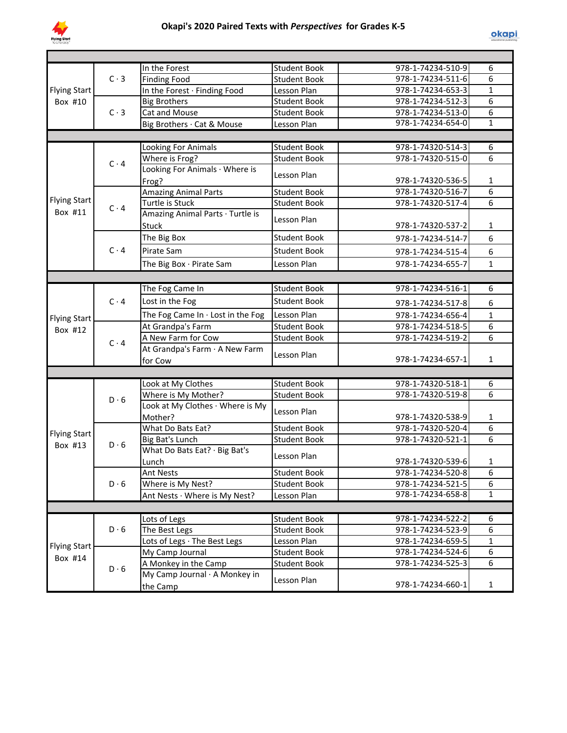# Okapi's 2020 Paired Texts with *Perspectives* for Grades K-5

| | | | | | |
|---|---|---|---|---|---|
| Flying Start Box #10 | C · 3 | In the Forest | Student Book | 978-1-74234-510-9 | 6 |
| | | Finding Food | Student Book | 978-1-74234-511-6 | 6 |
| | | In the Forest · Finding Food | Lesson Plan | 978-1-74234-653-3 | 1 |
| | C · 3 | Big Brothers | Student Book | 978-1-74234-512-3 | 6 |
| | | Cat and Mouse | Student Book | 978-1-74234-513-0 | 6 |
| | | Big Brothers · Cat & Mouse | Lesson Plan | 978-1-74234-654-0 | 1 |
| | | | | | |
| Flying Start Box #11 | C · 4 | Looking For Animals | Student Book | 978-1-74320-514-3 | 6 |
| | | Where is Frog? | Student Book | 978-1-74320-515-0 | 6 |
| | | Looking For Animals · Where is Frog? | Lesson Plan | 978-1-74320-536-5 | 1 |
| | C · 4 | Amazing Animal Parts | Student Book | 978-1-74320-516-7 | 6 |
| | | Turtle is Stuck | Student Book | 978-1-74320-517-4 | 6 |
| | | Amazing Animal Parts · Turtle is Stuck | Lesson Plan | 978-1-74320-537-2 | 1 |
| | C · 4 | The Big Box | Student Book | 978-1-74234-514-7 | 6 |
| | | Pirate Sam | Student Book | 978-1-74234-515-4 | 6 |
| | | The Big Box · Pirate Sam | Lesson Plan | 978-1-74234-655-7 | 1 |
| | | | | | |
| Flying Start Box #12 | C · 4 | The Fog Came In | Student Book | 978-1-74234-516-1 | 6 |
| | | Lost in the Fog | Student Book | 978-1-74234-517-8 | 6 |
| | | The Fog Came In · Lost in the Fog | Lesson Plan | 978-1-74234-656-4 | 1 |
| | C · 4 | At Grandpa's Farm | Student Book | 978-1-74234-518-5 | 6 |
| | | A New Farm for Cow | Student Book | 978-1-74234-519-2 | 6 |
| | | At Grandpa's Farm · A New Farm for Cow | Lesson Plan | 978-1-74234-657-1 | 1 |
| | | | | | |
| Flying Start Box #13 | D · 6 | Look at My Clothes | Student Book | 978-1-74320-518-1 | 6 |
| | | Where is My Mother? | Student Book | 978-1-74320-519-8 | 6 |
| | | Look at My Clothes · Where is My Mother? | Lesson Plan | 978-1-74320-538-9 | 1 |
| | D · 6 | What Do Bats Eat? | Student Book | 978-1-74320-520-4 | 6 |
| | | Big Bat's Lunch | Student Book | 978-1-74320-521-1 | 6 |
| | | What Do Bats Eat? · Big Bat's Lunch | Lesson Plan | 978-1-74320-539-6 | 1 |
| | D · 6 | Ant Nests | Student Book | 978-1-74234-520-8 | 6 |
| | | Where is My Nest? | Student Book | 978-1-74234-521-5 | 6 |
| | | Ant Nests · Where is My Nest? | Lesson Plan | 978-1-74234-658-8 | 1 |
| | | | | | |
| Flying Start Box #14 | D · 6 | Lots of Legs | Student Book | 978-1-74234-522-2 | 6 |
| | | The Best Legs | Student Book | 978-1-74234-523-9 | 6 |
| | | Lots of Legs · The Best Legs | Lesson Plan | 978-1-74234-659-5 | 1 |
| | D · 6 | My Camp Journal | Student Book | 978-1-74234-524-6 | 6 |
| | | A Monkey in the Camp | Student Book | 978-1-74234-525-3 | 6 |
| | | My Camp Journal · A Monkey in the Camp | Lesson Plan | 978-1-74234-660-1 | 1 |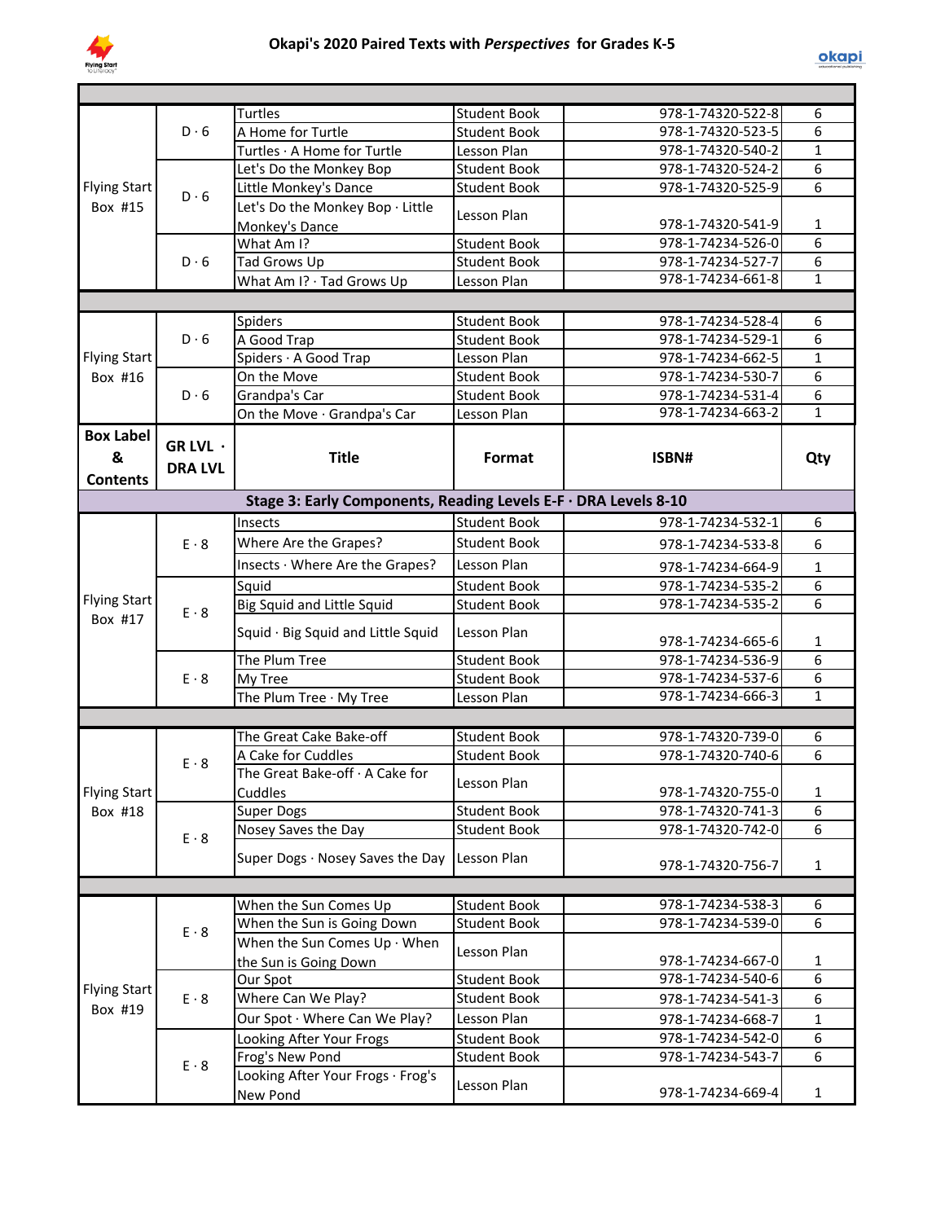## Okapi's 2020 Paired Texts with *Perspectives* for Grades K-5

| Box Label & Contents | GR LVL · DRA LVL | Title | Format | ISBN# | Qty |
|---|---|---|---|---|---|
| Flying Start Box #15 | D · 6 | Turtles | Student Book | 978-1-74320-522-8 | 6 |
| | | A Home for Turtle | Student Book | 978-1-74320-523-5 | 6 |
| | | Turtles · A Home for Turtle | Lesson Plan | 978-1-74320-540-2 | 1 |
| | D · 6 | Let's Do the Monkey Bop | Student Book | 978-1-74320-524-2 | 6 |
| | | Little Monkey's Dance | Student Book | 978-1-74320-525-9 | 6 |
| | | Let's Do the Monkey Bop · Little Monkey's Dance | Lesson Plan | 978-1-74320-541-9 | 1 |
| | D · 6 | What Am I? | Student Book | 978-1-74234-526-0 | 6 |
| | | Tad Grows Up | Student Book | 978-1-74234-527-7 | 6 |
| | | What Am I? · Tad Grows Up | Lesson Plan | 978-1-74234-661-8 | 1 |
| Flying Start Box #16 | D · 6 | Spiders | Student Book | 978-1-74234-528-4 | 6 |
| | | A Good Trap | Student Book | 978-1-74234-529-1 | 6 |
| | | Spiders · A Good Trap | Lesson Plan | 978-1-74234-662-5 | 1 |
| | D · 6 | On the Move | Student Book | 978-1-74234-530-7 | 6 |
| | | Grandpa's Car | Student Book | 978-1-74234-531-4 | 6 |
| | | On the Move · Grandpa's Car | Lesson Plan | 978-1-74234-663-2 | 1 |

| Box Label & Contents | GR LVL · DRA LVL | Title | Format | ISBN# | Qty |
|---|---|---|---|---|---|
| **Stage 3: Early Components, Reading Levels E-F · DRA Levels 8-10** | | | | | |
| Flying Start Box #17 | E · 8 | Insects | Student Book | 978-1-74234-532-1 | 6 |
| | | Where Are the Grapes? | Student Book | 978-1-74234-533-8 | 6 |
| | | Insects · Where Are the Grapes? | Lesson Plan | 978-1-74234-664-9 | 1 |
| | E · 8 | Squid | Student Book | 978-1-74234-535-2 | 6 |
| | | Big Squid and Little Squid | Student Book | 978-1-74234-535-2 | 6 |
| | | Squid · Big Squid and Little Squid | Lesson Plan | 978-1-74234-665-6 | 1 |
| | E · 8 | The Plum Tree | Student Book | 978-1-74234-536-9 | 6 |
| | | My Tree | Student Book | 978-1-74234-537-6 | 6 |
| | | The Plum Tree · My Tree | Lesson Plan | 978-1-74234-666-3 | 1 |
| Flying Start Box #18 | E · 8 | The Great Cake Bake-off | Student Book | 978-1-74320-739-0 | 6 |
| | | A Cake for Cuddles | Student Book | 978-1-74320-740-6 | 6 |
| | | The Great Bake-off · A Cake for Cuddles | Lesson Plan | 978-1-74320-755-0 | 1 |
| | E · 8 | Super Dogs | Student Book | 978-1-74320-741-3 | 6 |
| | | Nosey Saves the Day | Student Book | 978-1-74320-742-0 | 6 |
| | | Super Dogs · Nosey Saves the Day | Lesson Plan | 978-1-74320-756-7 | 1 |
| Flying Start Box #19 | E · 8 | When the Sun Comes Up | Student Book | 978-1-74234-538-3 | 6 |
| | | When the Sun is Going Down | Student Book | 978-1-74234-539-0 | 6 |
| | | When the Sun Comes Up · When the Sun is Going Down | Lesson Plan | 978-1-74234-667-0 | 1 |
| | E · 8 | Our Spot | Student Book | 978-1-74234-540-6 | 6 |
| | | Where Can We Play? | Student Book | 978-1-74234-541-3 | 6 |
| | | Our Spot · Where Can We Play? | Lesson Plan | 978-1-74234-668-7 | 1 |
| | E · 8 | Looking After Your Frogs | Student Book | 978-1-74234-542-0 | 6 |
| | | Frog's New Pond | Student Book | 978-1-74234-543-7 | 6 |
| | | Looking After Your Frogs · Frog's New Pond | Lesson Plan | 978-1-74234-669-4 | 1 |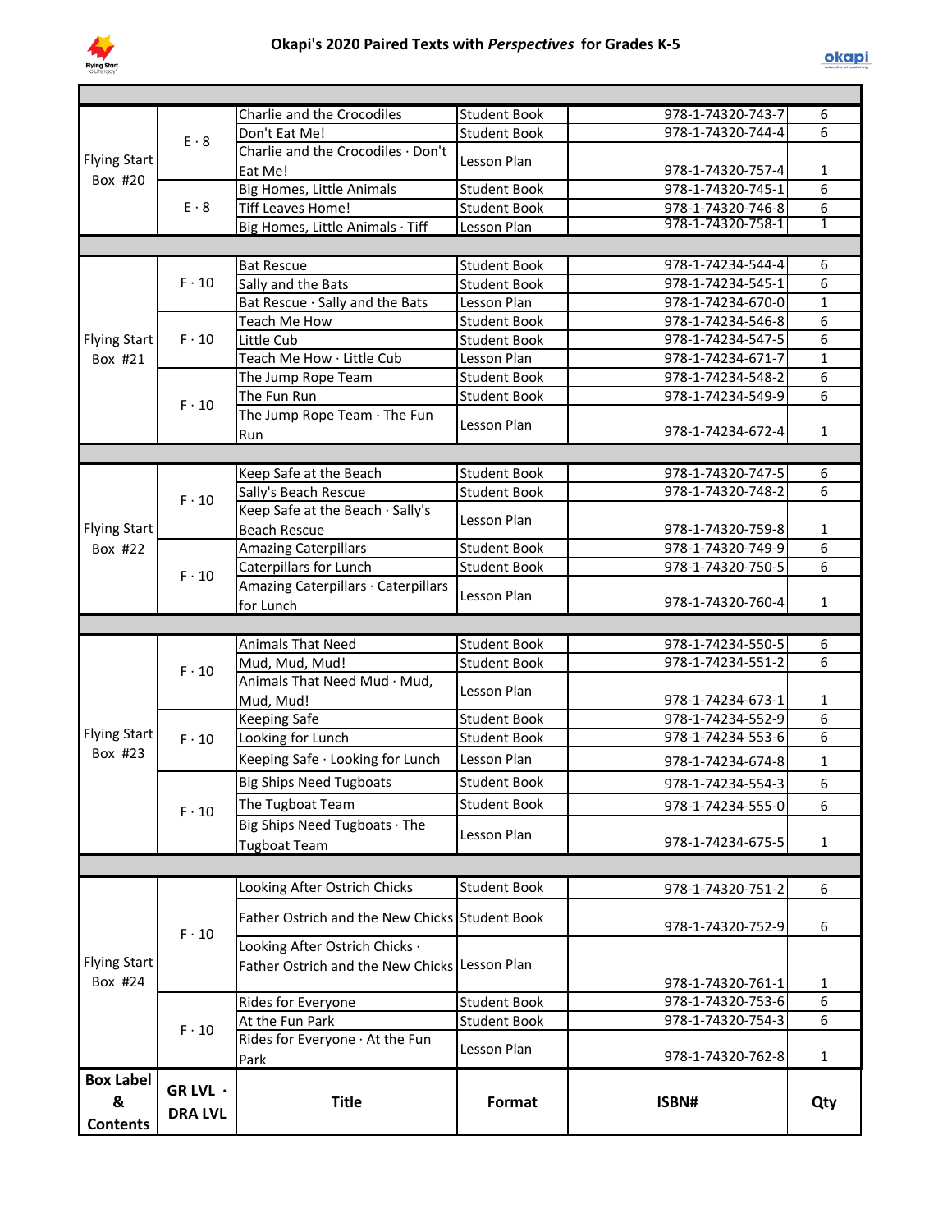# Okapi's 2020 Paired Texts with *Perspectives* for Grades K-5

| Box Label & Contents | GR LVL · DRA LVL | Title | Format | ISBN# | Qty |
|---|---|---|---|---|---|
| Flying Start Box #20 | E · 8 | Charlie and the Crocodiles | Student Book | 978-1-74320-743-7 | 6 |
| | | Don't Eat Me! | Student Book | 978-1-74320-744-4 | 6 |
| | | Charlie and the Crocodiles · Don't Eat Me! | Lesson Plan | 978-1-74320-757-4 | 1 |
| | E · 8 | Big Homes, Little Animals | Student Book | 978-1-74320-745-1 | 6 |
| | | Tiff Leaves Home! | Student Book | 978-1-74320-746-8 | 6 |
| | | Big Homes, Little Animals · Tiff | Lesson Plan | 978-1-74320-758-1 | 1 |
| Flying Start Box #21 | F · 10 | Bat Rescue | Student Book | 978-1-74234-544-4 | 6 |
| | | Sally and the Bats | Student Book | 978-1-74234-545-1 | 6 |
| | | Bat Rescue · Sally and the Bats | Lesson Plan | 978-1-74234-670-0 | 1 |
| | F · 10 | Teach Me How | Student Book | 978-1-74234-546-8 | 6 |
| | | Little Cub | Student Book | 978-1-74234-547-5 | 6 |
| | | Teach Me How · Little Cub | Lesson Plan | 978-1-74234-671-7 | 1 |
| | F · 10 | The Jump Rope Team | Student Book | 978-1-74234-548-2 | 6 |
| | | The Fun Run | Student Book | 978-1-74234-549-9 | 6 |
| | | The Jump Rope Team · The Fun Run | Lesson Plan | 978-1-74234-672-4 | 1 |
| Flying Start Box #22 | F · 10 | Keep Safe at the Beach | Student Book | 978-1-74320-747-5 | 6 |
| | | Sally's Beach Rescue | Student Book | 978-1-74320-748-2 | 6 |
| | | Keep Safe at the Beach · Sally's Beach Rescue | Lesson Plan | 978-1-74320-759-8 | 1 |
| | F · 10 | Amazing Caterpillars | Student Book | 978-1-74320-749-9 | 6 |
| | | Caterpillars for Lunch | Student Book | 978-1-74320-750-5 | 6 |
| | | Amazing Caterpillars · Caterpillars for Lunch | Lesson Plan | 978-1-74320-760-4 | 1 |
| Flying Start Box #23 | F · 10 | Animals That Need | Student Book | 978-1-74234-550-5 | 6 |
| | | Mud, Mud, Mud! | Student Book | 978-1-74234-551-2 | 6 |
| | | Animals That Need Mud · Mud, Mud, Mud! | Lesson Plan | 978-1-74234-673-1 | 1 |
| | F · 10 | Keeping Safe | Student Book | 978-1-74234-552-9 | 6 |
| | | Looking for Lunch | Student Book | 978-1-74234-553-6 | 6 |
| | | Keeping Safe · Looking for Lunch | Lesson Plan | 978-1-74234-674-8 | 1 |
| | F · 10 | Big Ships Need Tugboats | Student Book | 978-1-74234-554-3 | 6 |
| | | The Tugboat Team | Student Book | 978-1-74234-555-0 | 6 |
| | | Big Ships Need Tugboats · The Tugboat Team | Lesson Plan | 978-1-74234-675-5 | 1 |
| Flying Start Box #24 | F · 10 | Looking After Ostrich Chicks | Student Book | 978-1-74320-751-2 | 6 |
| | | Father Ostrich and the New Chicks | Student Book | 978-1-74320-752-9 | 6 |
| | | Looking After Ostrich Chicks · Father Ostrich and the New Chicks | Lesson Plan | 978-1-74320-761-1 | 1 |
| | F · 10 | Rides for Everyone | Student Book | 978-1-74320-753-6 | 6 |
| | | At the Fun Park | Student Book | 978-1-74320-754-3 | 6 |
| | | Rides for Everyone · At the Fun Park | Lesson Plan | 978-1-74320-762-8 | 1 |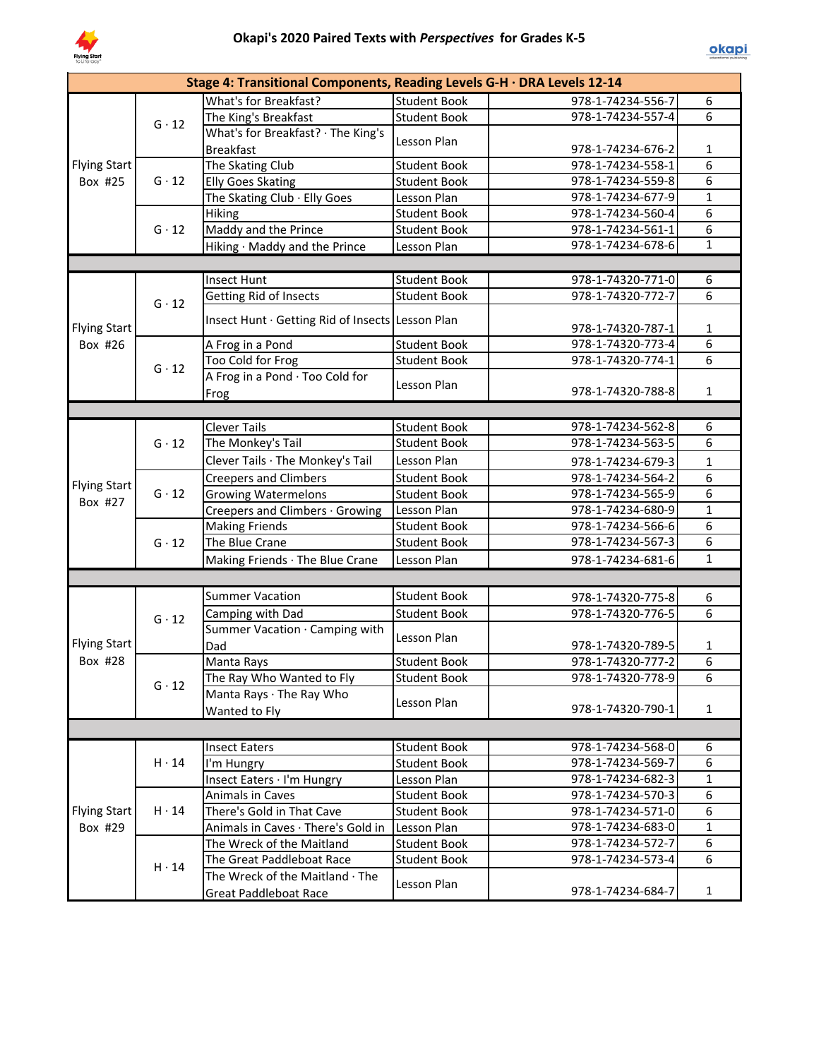# Okapi's 2020 Paired Texts with *Perspectives* for Grades K-5

| Stage 4: Transitional Components, Reading Levels G-H · DRA Levels 12-14 | | | | | |
|---|---|---|---|---|---|
| Flying Start Box #25 | G · 12 | What's for Breakfast? | Student Book | 978-1-74234-556-7 | 6 |
| | | The King's Breakfast | Student Book | 978-1-74234-557-4 | 6 |
| | | What's for Breakfast? · The King's Breakfast | Lesson Plan | 978-1-74234-676-2 | 1 |
| | G · 12 | The Skating Club | Student Book | 978-1-74234-558-1 | 6 |
| | | Elly Goes Skating | Student Book | 978-1-74234-559-8 | 6 |
| | | The Skating Club · Elly Goes | Lesson Plan | 978-1-74234-677-9 | 1 |
| | G · 12 | Hiking | Student Book | 978-1-74234-560-4 | 6 |
| | | Maddy and the Prince | Student Book | 978-1-74234-561-1 | 6 |
| | | Hiking · Maddy and the Prince | Lesson Plan | 978-1-74234-678-6 | 1 |
| | | | | | |
| Flying Start Box #26 | G · 12 | Insect Hunt | Student Book | 978-1-74320-771-0 | 6 |
| | | Getting Rid of Insects | Student Book | 978-1-74320-772-7 | 6 |
| | | Insect Hunt · Getting Rid of Insects | Lesson Plan | 978-1-74320-787-1 | 1 |
| | G · 12 | A Frog in a Pond | Student Book | 978-1-74320-773-4 | 6 |
| | | Too Cold for Frog | Student Book | 978-1-74320-774-1 | 6 |
| | | A Frog in a Pond · Too Cold for Frog | Lesson Plan | 978-1-74320-788-8 | 1 |
| | | | | | |
| Flying Start Box #27 | G · 12 | Clever Tails | Student Book | 978-1-74234-562-8 | 6 |
| | | The Monkey's Tail | Student Book | 978-1-74234-563-5 | 6 |
| | | Clever Tails · The Monkey's Tail | Lesson Plan | 978-1-74234-679-3 | 1 |
| | G · 12 | Creepers and Climbers | Student Book | 978-1-74234-564-2 | 6 |
| | | Growing Watermelons | Student Book | 978-1-74234-565-9 | 6 |
| | | Creepers and Climbers · Growing | Lesson Plan | 978-1-74234-680-9 | 1 |
| | G · 12 | Making Friends | Student Book | 978-1-74234-566-6 | 6 |
| | | The Blue Crane | Student Book | 978-1-74234-567-3 | 6 |
| | | Making Friends · The Blue Crane | Lesson Plan | 978-1-74234-681-6 | 1 |
| | | | | | |
| Flying Start Box #28 | G · 12 | Summer Vacation | Student Book | 978-1-74320-775-8 | 6 |
| | | Camping with Dad | Student Book | 978-1-74320-776-5 | 6 |
| | | Summer Vacation · Camping with Dad | Lesson Plan | 978-1-74320-789-5 | 1 |
| | G · 12 | Manta Rays | Student Book | 978-1-74320-777-2 | 6 |
| | | The Ray Who Wanted to Fly | Student Book | 978-1-74320-778-9 | 6 |
| | | Manta Rays · The Ray Who Wanted to Fly | Lesson Plan | 978-1-74320-790-1 | 1 |
| | | | | | |
| Flying Start Box #29 | H · 14 | Insect Eaters | Student Book | 978-1-74234-568-0 | 6 |
| | | I'm Hungry | Student Book | 978-1-74234-569-7 | 6 |
| | | Insect Eaters · I'm Hungry | Lesson Plan | 978-1-74234-682-3 | 1 |
| | H · 14 | Animals in Caves | Student Book | 978-1-74234-570-3 | 6 |
| | | There's Gold in That Cave | Student Book | 978-1-74234-571-0 | 6 |
| | | Animals in Caves · There's Gold in | Lesson Plan | 978-1-74234-683-0 | 1 |
| | H · 14 | The Wreck of the Maitland | Student Book | 978-1-74234-572-7 | 6 |
| | | The Great Paddleboat Race | Student Book | 978-1-74234-573-4 | 6 |
| | | The Wreck of the Maitland · The Great Paddleboat Race | Lesson Plan | 978-1-74234-684-7 | 1 |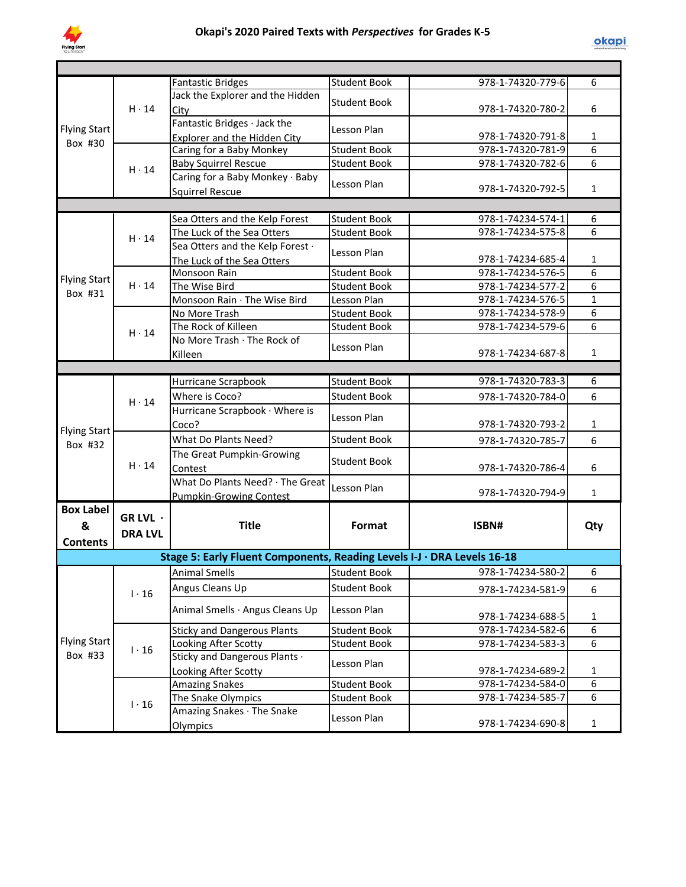## Okapi's 2020 Paired Texts with *Perspectives* for Grades K-5

| Box Label & Contents | GR LVL · DRA LVL | Title | Format | ISBN# | Qty |
|---|---|---|---|---|---|
| Flying Start Box #30 | H · 14 | Fantastic Bridges | Student Book | 978-1-74320-779-6 | 6 |
| | | Jack the Explorer and the Hidden City | Student Book | 978-1-74320-780-2 | 6 |
| | | Fantastic Bridges · Jack the Explorer and the Hidden City | Lesson Plan | 978-1-74320-791-8 | 1 |
| | H · 14 | Caring for a Baby Monkey | Student Book | 978-1-74320-781-9 | 6 |
| | | Baby Squirrel Rescue | Student Book | 978-1-74320-782-6 | 6 |
| | | Caring for a Baby Monkey · Baby Squirrel Rescue | Lesson Plan | 978-1-74320-792-5 | 1 |
| Flying Start Box #31 | H · 14 | Sea Otters and the Kelp Forest | Student Book | 978-1-74234-574-1 | 6 |
| | | The Luck of the Sea Otters | Student Book | 978-1-74234-575-8 | 6 |
| | | Sea Otters and the Kelp Forest · The Luck of the Sea Otters | Lesson Plan | 978-1-74234-685-4 | 1 |
| | H · 14 | Monsoon Rain | Student Book | 978-1-74234-576-5 | 6 |
| | | The Wise Bird | Student Book | 978-1-74234-577-2 | 6 |
| | | Monsoon Rain · The Wise Bird | Lesson Plan | 978-1-74234-576-5 | 1 |
| | H · 14 | No More Trash | Student Book | 978-1-74234-578-9 | 6 |
| | | The Rock of Killeen | Student Book | 978-1-74234-579-6 | 6 |
| | | No More Trash · The Rock of Killeen | Lesson Plan | 978-1-74234-687-8 | 1 |
| Flying Start Box #32 | H · 14 | Hurricane Scrapbook | Student Book | 978-1-74320-783-3 | 6 |
| | | Where is Coco? | Student Book | 978-1-74320-784-0 | 6 |
| | | Hurricane Scrapbook · Where is Coco? | Lesson Plan | 978-1-74320-793-2 | 1 |
| | H · 14 | What Do Plants Need? | Student Book | 978-1-74320-785-7 | 6 |
| | | The Great Pumpkin-Growing Contest | Student Book | 978-1-74320-786-4 | 6 |
| | | What Do Plants Need? · The Great Pumpkin-Growing Contest | Lesson Plan | 978-1-74320-794-9 | 1 |

| Box Label & Contents | GR LVL · DRA LVL | Title | Format | ISBN# | Qty |
|---|---|---|---|---|---|
| **Stage 5: Early Fluent Components, Reading Levels I-J · DRA Levels 16-18** | | | | | |
| Flying Start Box #33 | I · 16 | Animal Smells | Student Book | 978-1-74234-580-2 | 6 |
| | | Angus Cleans Up | Student Book | 978-1-74234-581-9 | 6 |
| | | Animal Smells · Angus Cleans Up | Lesson Plan | 978-1-74234-688-5 | 1 |
| | I · 16 | Sticky and Dangerous Plants | Student Book | 978-1-74234-582-6 | 6 |
| | | Looking After Scotty | Student Book | 978-1-74234-583-3 | 6 |
| | | Sticky and Dangerous Plants · Looking After Scotty | Lesson Plan | 978-1-74234-689-2 | 1 |
| | I · 16 | Amazing Snakes | Student Book | 978-1-74234-584-0 | 6 |
| | | The Snake Olympics | Student Book | 978-1-74234-585-7 | 6 |
| | | Amazing Snakes · The Snake Olympics | Lesson Plan | 978-1-74234-690-8 | 1 |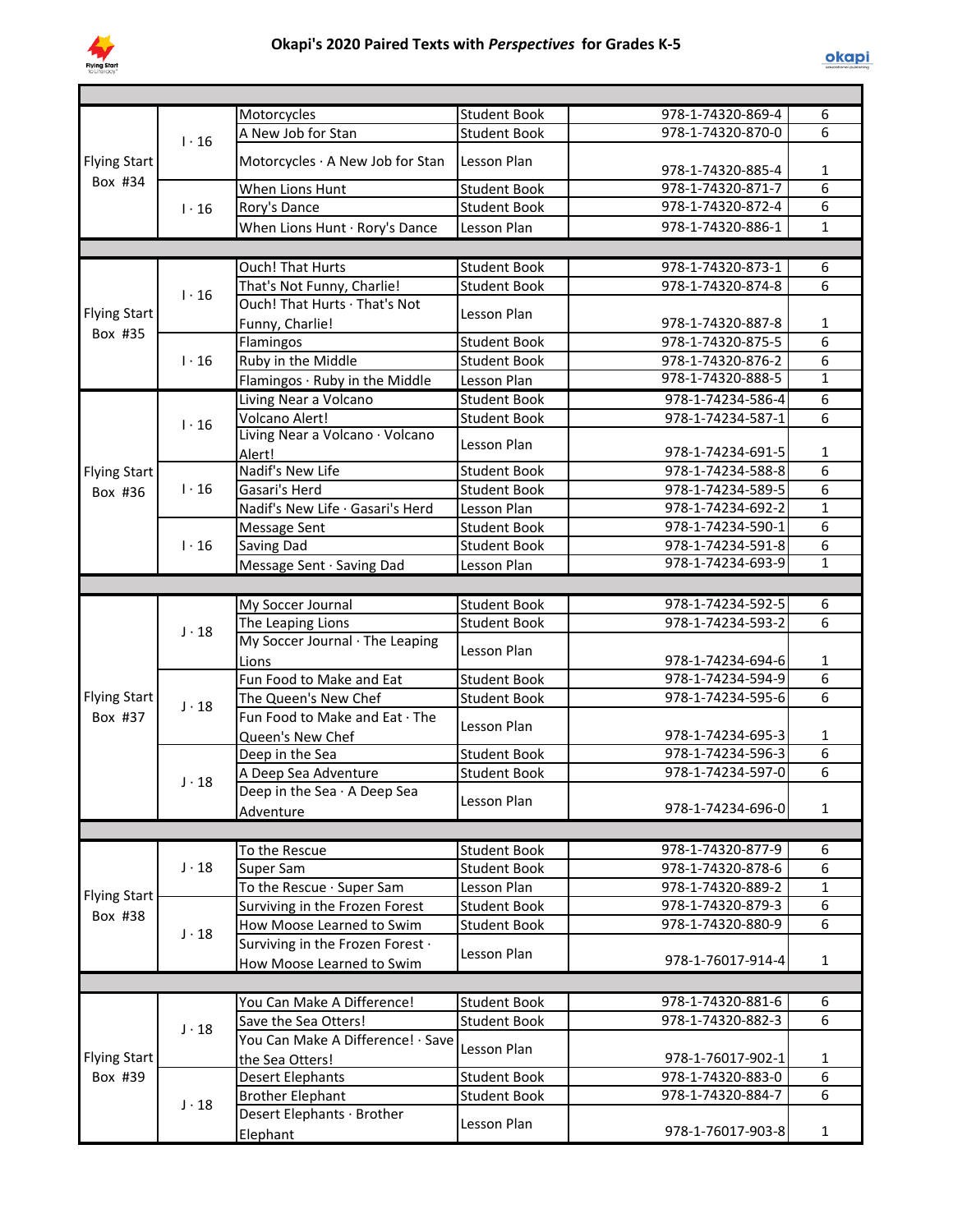# Okapi's 2020 Paired Texts with *Perspectives* for Grades K-5

| | | | | | |
|---|---|---|---|---|---|
| Flying Start Box #34 | I · 16 | Motorcycles | Student Book | 978-1-74320-869-4 | 6 |
| | | A New Job for Stan | Student Book | 978-1-74320-870-0 | 6 |
| | | Motorcycles · A New Job for Stan | Lesson Plan | 978-1-74320-885-4 | 1 |
| | I · 16 | When Lions Hunt | Student Book | 978-1-74320-871-7 | 6 |
| | | Rory's Dance | Student Book | 978-1-74320-872-4 | 6 |
| | | When Lions Hunt · Rory's Dance | Lesson Plan | 978-1-74320-886-1 | 1 |
| | | | | | |
| Flying Start Box #35 | I · 16 | Ouch! That Hurts | Student Book | 978-1-74320-873-1 | 6 |
| | | That's Not Funny, Charlie! | Student Book | 978-1-74320-874-8 | 6 |
| | | Ouch! That Hurts · That's Not Funny, Charlie! | Lesson Plan | 978-1-74320-887-8 | 1 |
| | I · 16 | Flamingos | Student Book | 978-1-74320-875-5 | 6 |
| | | Ruby in the Middle | Student Book | 978-1-74320-876-2 | 6 |
| | | Flamingos · Ruby in the Middle | Lesson Plan | 978-1-74320-888-5 | 1 |
| Flying Start Box #36 | I · 16 | Living Near a Volcano | Student Book | 978-1-74234-586-4 | 6 |
| | | Volcano Alert! | Student Book | 978-1-74234-587-1 | 6 |
| | | Living Near a Volcano · Volcano Alert! | Lesson Plan | 978-1-74234-691-5 | 1 |
| | I · 16 | Nadif's New Life | Student Book | 978-1-74234-588-8 | 6 |
| | | Gasari's Herd | Student Book | 978-1-74234-589-5 | 6 |
| | | Nadif's New Life · Gasari's Herd | Lesson Plan | 978-1-74234-692-2 | 1 |
| | I · 16 | Message Sent | Student Book | 978-1-74234-590-1 | 6 |
| | | Saving Dad | Student Book | 978-1-74234-591-8 | 6 |
| | | Message Sent · Saving Dad | Lesson Plan | 978-1-74234-693-9 | 1 |
| | | | | | |
| Flying Start Box #37 | J · 18 | My Soccer Journal | Student Book | 978-1-74234-592-5 | 6 |
| | | The Leaping Lions | Student Book | 978-1-74234-593-2 | 6 |
| | | My Soccer Journal · The Leaping Lions | Lesson Plan | 978-1-74234-694-6 | 1 |
| | J · 18 | Fun Food to Make and Eat | Student Book | 978-1-74234-594-9 | 6 |
| | | The Queen's New Chef | Student Book | 978-1-74234-595-6 | 6 |
| | | Fun Food to Make and Eat · The Queen's New Chef | Lesson Plan | 978-1-74234-695-3 | 1 |
| | J · 18 | Deep in the Sea | Student Book | 978-1-74234-596-3 | 6 |
| | | A Deep Sea Adventure | Student Book | 978-1-74234-597-0 | 6 |
| | | Deep in the Sea · A Deep Sea Adventure | Lesson Plan | 978-1-74234-696-0 | 1 |
| | | | | | |
| Flying Start Box #38 | J · 18 | To the Rescue | Student Book | 978-1-74320-877-9 | 6 |
| | | Super Sam | Student Book | 978-1-74320-878-6 | 6 |
| | | To the Rescue · Super Sam | Lesson Plan | 978-1-74320-889-2 | 1 |
| | J · 18 | Surviving in the Frozen Forest | Student Book | 978-1-74320-879-3 | 6 |
| | | How Moose Learned to Swim | Student Book | 978-1-74320-880-9 | 6 |
| | | Surviving in the Frozen Forest · How Moose Learned to Swim | Lesson Plan | 978-1-76017-914-4 | 1 |
| | | | | | |
| Flying Start Box #39 | J · 18 | You Can Make A Difference! | Student Book | 978-1-74320-881-6 | 6 |
| | | Save the Sea Otters! | Student Book | 978-1-74320-882-3 | 6 |
| | | You Can Make A Difference! · Save the Sea Otters! | Lesson Plan | 978-1-76017-902-1 | 1 |
| | J · 18 | Desert Elephants | Student Book | 978-1-74320-883-0 | 6 |
| | | Brother Elephant | Student Book | 978-1-74320-884-7 | 6 |
| | | Desert Elephants · Brother Elephant | Lesson Plan | 978-1-76017-903-8 | 1 |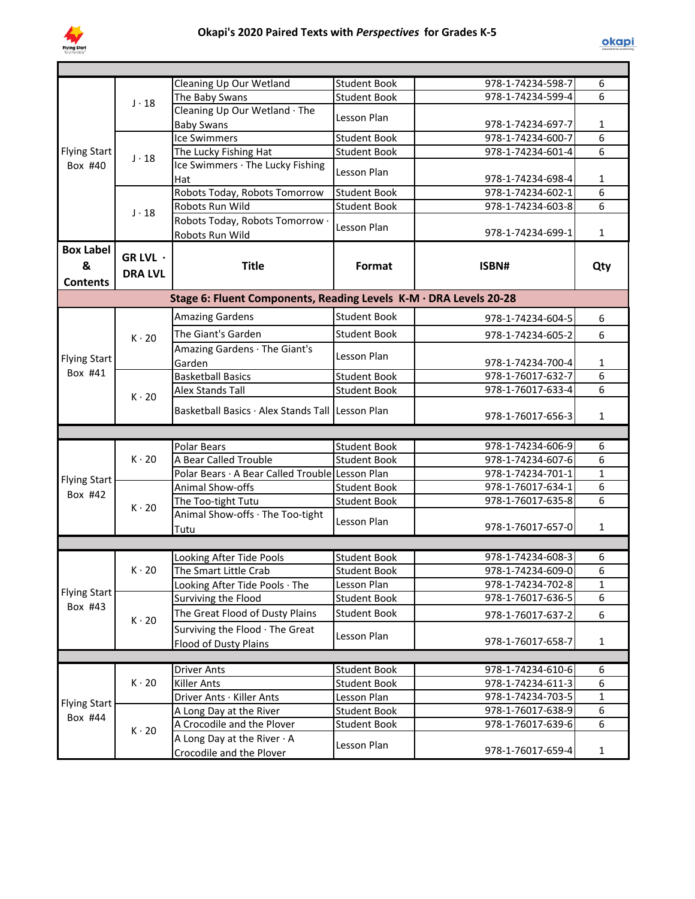# Okapi's 2020 Paired Texts with *Perspectives* for Grades K-5

| Box Label & Contents | GR LVL · DRA LVL | Title | Format | ISBN# | Qty |
|---|---|---|---|---|---|
| Flying Start Box #40 | J · 18 | Cleaning Up Our Wetland | Student Book | 978-1-74234-598-7 | 6 |
| | | The Baby Swans | Student Book | 978-1-74234-599-4 | 6 |
| | | Cleaning Up Our Wetland · The Baby Swans | Lesson Plan | 978-1-74234-697-7 | 1 |
| | J · 18 | Ice Swimmers | Student Book | 978-1-74234-600-7 | 6 |
| | | The Lucky Fishing Hat | Student Book | 978-1-74234-601-4 | 6 |
| | | Ice Swimmers · The Lucky Fishing Hat | Lesson Plan | 978-1-74234-698-4 | 1 |
| | J · 18 | Robots Today, Robots Tomorrow | Student Book | 978-1-74234-602-1 | 6 |
| | | Robots Run Wild | Student Book | 978-1-74234-603-8 | 6 |
| | | Robots Today, Robots Tomorrow · Robots Run Wild | Lesson Plan | 978-1-74234-699-1 | 1 |

| Box Label & Contents | GR LVL · DRA LVL | Title | Format | ISBN# | Qty |
|---|---|---|---|---|---|
| **Stage 6: Fluent Components, Reading Levels K-M · DRA Levels 20-28** | | | | | |
| Flying Start Box #41 | K · 20 | Amazing Gardens | Student Book | 978-1-74234-604-5 | 6 |
| | | The Giant's Garden | Student Book | 978-1-74234-605-2 | 6 |
| | | Amazing Gardens · The Giant's Garden | Lesson Plan | 978-1-74234-700-4 | 1 |
| | K · 20 | Basketball Basics | Student Book | 978-1-76017-632-7 | 6 |
| | | Alex Stands Tall | Student Book | 978-1-76017-633-4 | 6 |
| | | Basketball Basics · Alex Stands Tall | Lesson Plan | 978-1-76017-656-3 | 1 |
| | | | | | |
| Flying Start Box #42 | K · 20 | Polar Bears | Student Book | 978-1-74234-606-9 | 6 |
| | | A Bear Called Trouble | Student Book | 978-1-74234-607-6 | 6 |
| | | Polar Bears · A Bear Called Trouble | Lesson Plan | 978-1-74234-701-1 | 1 |
| | K · 20 | Animal Show-offs | Student Book | 978-1-76017-634-1 | 6 |
| | | The Too-tight Tutu | Student Book | 978-1-76017-635-8 | 6 |
| | | Animal Show-offs · The Too-tight Tutu | Lesson Plan | 978-1-76017-657-0 | 1 |
| | | | | | |
| Flying Start Box #43 | K · 20 | Looking After Tide Pools | Student Book | 978-1-74234-608-3 | 6 |
| | | The Smart Little Crab | Student Book | 978-1-74234-609-0 | 6 |
| | | Looking After Tide Pools · The | Lesson Plan | 978-1-74234-702-8 | 1 |
| | K · 20 | Surviving the Flood | Student Book | 978-1-76017-636-5 | 6 |
| | | The Great Flood of Dusty Plains | Student Book | 978-1-76017-637-2 | 6 |
| | | Surviving the Flood · The Great Flood of Dusty Plains | Lesson Plan | 978-1-76017-658-7 | 1 |
| | | | | | |
| Flying Start Box #44 | K · 20 | Driver Ants | Student Book | 978-1-74234-610-6 | 6 |
| | | Killer Ants | Student Book | 978-1-74234-611-3 | 6 |
| | | Driver Ants · Killer Ants | Lesson Plan | 978-1-74234-703-5 | 1 |
| | K · 20 | A Long Day at the River | Student Book | 978-1-76017-638-9 | 6 |
| | | A Crocodile and the Plover | Student Book | 978-1-76017-639-6 | 6 |
| | | A Long Day at the River · A Crocodile and the Plover | Lesson Plan | 978-1-76017-659-4 | 1 |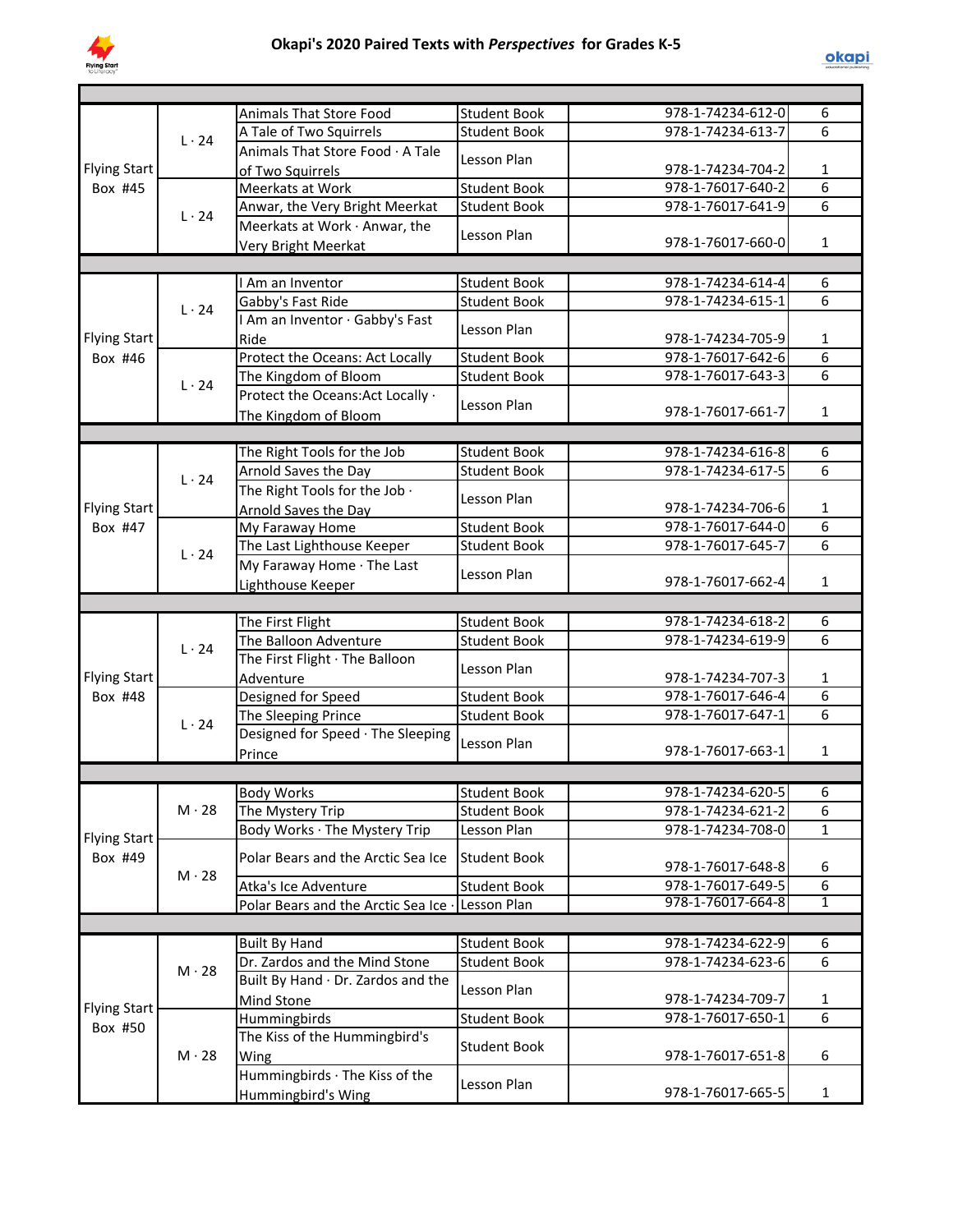# Okapi's 2020 Paired Texts with *Perspectives* for Grades K-5

| | | | | | |
|---|---|---|---|---|---|
| Flying Start Box #45 | L · 24 | Animals That Store Food | Student Book | 978-1-74234-612-0 | 6 |
| | | A Tale of Two Squirrels | Student Book | 978-1-74234-613-7 | 6 |
| | | Animals That Store Food · A Tale of Two Squirrels | Lesson Plan | 978-1-74234-704-2 | 1 |
| | L · 24 | Meerkats at Work | Student Book | 978-1-76017-640-2 | 6 |
| | | Anwar, the Very Bright Meerkat | Student Book | 978-1-76017-641-9 | 6 |
| | | Meerkats at Work · Anwar, the Very Bright Meerkat | Lesson Plan | 978-1-76017-660-0 | 1 |
| | | | | | |
| Flying Start Box #46 | L · 24 | I Am an Inventor | Student Book | 978-1-74234-614-4 | 6 |
| | | Gabby's Fast Ride | Student Book | 978-1-74234-615-1 | 6 |
| | | I Am an Inventor · Gabby's Fast Ride | Lesson Plan | 978-1-74234-705-9 | 1 |
| | L · 24 | Protect the Oceans: Act Locally | Student Book | 978-1-76017-642-6 | 6 |
| | | The Kingdom of Bloom | Student Book | 978-1-76017-643-3 | 6 |
| | | Protect the Oceans:Act Locally · The Kingdom of Bloom | Lesson Plan | 978-1-76017-661-7 | 1 |
| | | | | | |
| Flying Start Box #47 | L · 24 | The Right Tools for the Job | Student Book | 978-1-74234-616-8 | 6 |
| | | Arnold Saves the Day | Student Book | 978-1-74234-617-5 | 6 |
| | | The Right Tools for the Job · Arnold Saves the Day | Lesson Plan | 978-1-74234-706-6 | 1 |
| | L · 24 | My Faraway Home | Student Book | 978-1-76017-644-0 | 6 |
| | | The Last Lighthouse Keeper | Student Book | 978-1-76017-645-7 | 6 |
| | | My Faraway Home · The Last Lighthouse Keeper | Lesson Plan | 978-1-76017-662-4 | 1 |
| | | | | | |
| Flying Start Box #48 | L · 24 | The First Flight | Student Book | 978-1-74234-618-2 | 6 |
| | | The Balloon Adventure | Student Book | 978-1-74234-619-9 | 6 |
| | | The First Flight · The Balloon Adventure | Lesson Plan | 978-1-74234-707-3 | 1 |
| | L · 24 | Designed for Speed | Student Book | 978-1-76017-646-4 | 6 |
| | | The Sleeping Prince | Student Book | 978-1-76017-647-1 | 6 |
| | | Designed for Speed · The Sleeping Prince | Lesson Plan | 978-1-76017-663-1 | 1 |
| | | | | | |
| Flying Start Box #49 | M · 28 | Body Works | Student Book | 978-1-74234-620-5 | 6 |
| | | The Mystery Trip | Student Book | 978-1-74234-621-2 | 6 |
| | | Body Works · The Mystery Trip | Lesson Plan | 978-1-74234-708-0 | 1 |
| | M · 28 | Polar Bears and the Arctic Sea Ice | Student Book | 978-1-76017-648-8 | 6 |
| | | Atka's Ice Adventure | Student Book | 978-1-76017-649-5 | 6 |
| | | Polar Bears and the Arctic Sea Ice · | Lesson Plan | 978-1-76017-664-8 | 1 |
| | | | | | |
| Flying Start Box #50 | M · 28 | Built By Hand | Student Book | 978-1-74234-622-9 | 6 |
| | | Dr. Zardos and the Mind Stone | Student Book | 978-1-74234-623-6 | 6 |
| | | Built By Hand · Dr. Zardos and the Mind Stone | Lesson Plan | 978-1-74234-709-7 | 1 |
| | M · 28 | Hummingbirds | Student Book | 978-1-76017-650-1 | 6 |
| | | The Kiss of the Hummingbird's Wing | Student Book | 978-1-76017-651-8 | 6 |
| | | Hummingbirds · The Kiss of the Hummingbird's Wing | Lesson Plan | 978-1-76017-665-5 | 1 |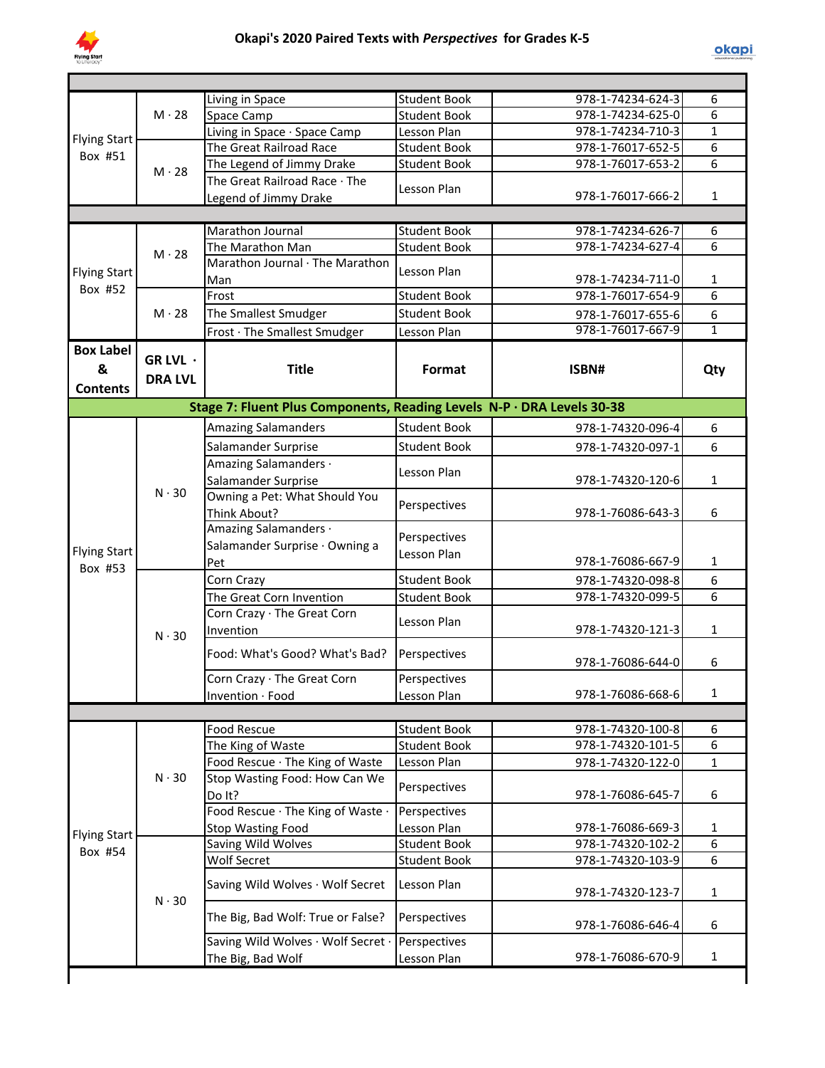# Okapi's 2020 Paired Texts with *Perspectives* for Grades K-5

| Box Label & Contents | GR LVL · DRA LVL | Title | Format | ISBN# | Qty |
|---|---|---|---|---|---|
| Flying Start Box #51 | M · 28 | Living in Space | Student Book | 978-1-74234-624-3 | 6 |
| | | Space Camp | Student Book | 978-1-74234-625-0 | 6 |
| | | Living in Space · Space Camp | Lesson Plan | 978-1-74234-710-3 | 1 |
| | M · 28 | The Great Railroad Race | Student Book | 978-1-76017-652-5 | 6 |
| | | The Legend of Jimmy Drake | Student Book | 978-1-76017-653-2 | 6 |
| | | The Great Railroad Race · The Legend of Jimmy Drake | Lesson Plan | 978-1-76017-666-2 | 1 |
| Flying Start Box #52 | M · 28 | Marathon Journal | Student Book | 978-1-74234-626-7 | 6 |
| | | The Marathon Man | Student Book | 978-1-74234-627-4 | 6 |
| | | Marathon Journal · The Marathon Man | Lesson Plan | 978-1-74234-711-0 | 1 |
| | M · 28 | Frost | Student Book | 978-1-76017-654-9 | 6 |
| | | The Smallest Smudger | Student Book | 978-1-76017-655-6 | 6 |
| | | Frost · The Smallest Smudger | Lesson Plan | 978-1-76017-667-9 | 1 |

| Box Label & Contents | GR LVL · DRA LVL | Title | Format | ISBN# | Qty |
|---|---|---|---|---|---|
| **Stage 7: Fluent Plus Components, Reading Levels N-P · DRA Levels 30-38** | | | | | |
| Flying Start Box #53 | N · 30 | Amazing Salamanders | Student Book | 978-1-74320-096-4 | 6 |
| | | Salamander Surprise | Student Book | 978-1-74320-097-1 | 6 |
| | | Amazing Salamanders · Salamander Surprise | Lesson Plan | 978-1-74320-120-6 | 1 |
| | | Owning a Pet: What Should You Think About? | Perspectives | 978-1-76086-643-3 | 6 |
| | | Amazing Salamanders · Salamander Surprise · Owning a Pet | Perspectives Lesson Plan | 978-1-76086-667-9 | 1 |
| | N · 30 | Corn Crazy | Student Book | 978-1-74320-098-8 | 6 |
| | | The Great Corn Invention | Student Book | 978-1-74320-099-5 | 6 |
| | | Corn Crazy · The Great Corn Invention | Lesson Plan | 978-1-74320-121-3 | 1 |
| | | Food: What's Good? What's Bad? | Perspectives | 978-1-76086-644-0 | 6 |
| | | Corn Crazy · The Great Corn Invention · Food | Perspectives Lesson Plan | 978-1-76086-668-6 | 1 |
| Flying Start Box #54 | N · 30 | Food Rescue | Student Book | 978-1-74320-100-8 | 6 |
| | | The King of Waste | Student Book | 978-1-74320-101-5 | 6 |
| | | Food Rescue · The King of Waste | Lesson Plan | 978-1-74320-122-0 | 1 |
| | | Stop Wasting Food: How Can We Do It? | Perspectives | 978-1-76086-645-7 | 6 |
| | | Food Rescue · The King of Waste · Stop Wasting Food | Perspectives Lesson Plan | 978-1-76086-669-3 | 1 |
| | N · 30 | Saving Wild Wolves | Student Book | 978-1-74320-102-2 | 6 |
| | | Wolf Secret | Student Book | 978-1-74320-103-9 | 6 |
| | | Saving Wild Wolves · Wolf Secret | Lesson Plan | 978-1-74320-123-7 | 1 |
| | | The Big, Bad Wolf: True or False? | Perspectives | 978-1-76086-646-4 | 6 |
| | | Saving Wild Wolves · Wolf Secret · The Big, Bad Wolf | Perspectives Lesson Plan | 978-1-76086-670-9 | 1 |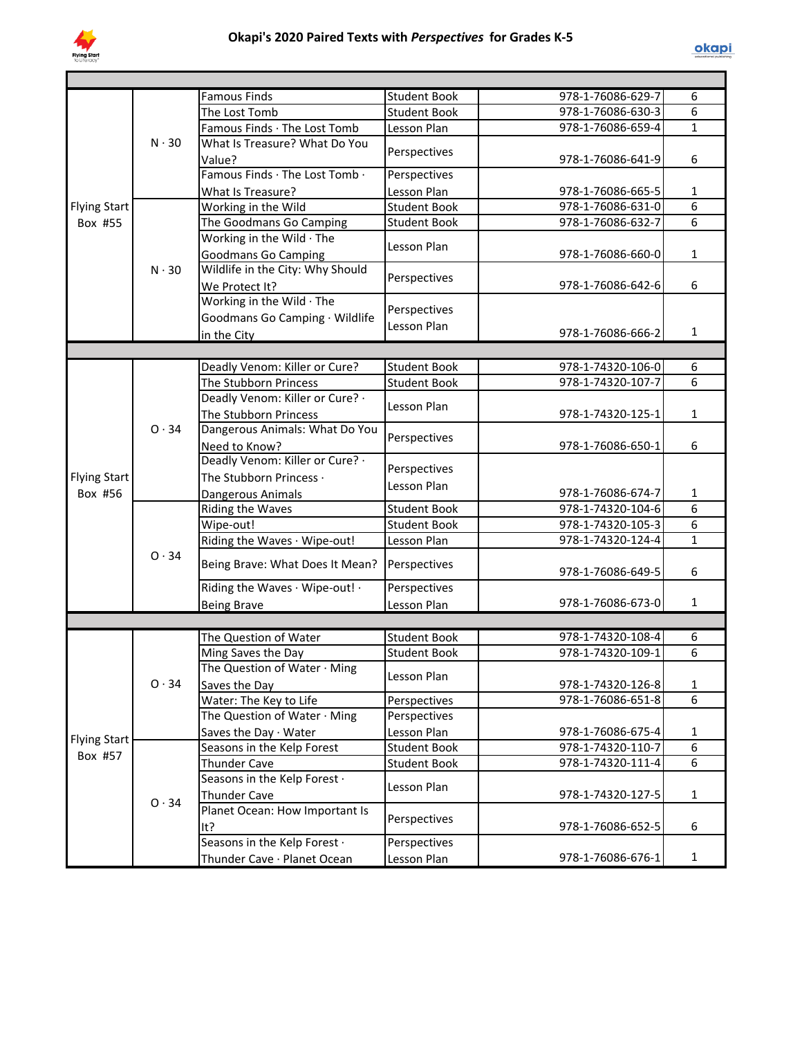# Okapi's 2020 Paired Texts with *Perspectives* for Grades K-5

| Box | Level | Title | Type | ISBN | Qty |
|---|---|---|---|---|---|
| Flying Start Box #55 | N · 30 | Famous Finds | Student Book | 978-1-76086-629-7 | 6 |
| | | The Lost Tomb | Student Book | 978-1-76086-630-3 | 6 |
| | | Famous Finds · The Lost Tomb | Lesson Plan | 978-1-76086-659-4 | 1 |
| | | What Is Treasure? What Do You Value? | Perspectives | 978-1-76086-641-9 | 6 |
| | | Famous Finds · The Lost Tomb · What Is Treasure? | Perspectives Lesson Plan | 978-1-76086-665-5 | 1 |
| | N · 30 | Working in the Wild | Student Book | 978-1-76086-631-0 | 6 |
| | | The Goodmans Go Camping | Student Book | 978-1-76086-632-7 | 6 |
| | | Working in the Wild · The Goodmans Go Camping | Lesson Plan | 978-1-76086-660-0 | 1 |
| | | Wildlife in the City: Why Should We Protect It? | Perspectives | 978-1-76086-642-6 | 6 |
| | | Working in the Wild · The Goodmans Go Camping · Wildlife in the City | Perspectives Lesson Plan | 978-1-76086-666-2 | 1 |
| Flying Start Box #56 | O · 34 | Deadly Venom: Killer or Cure? | Student Book | 978-1-74320-106-0 | 6 |
| | | The Stubborn Princess | Student Book | 978-1-74320-107-7 | 6 |
| | | Deadly Venom: Killer or Cure? · The Stubborn Princess | Lesson Plan | 978-1-74320-125-1 | 1 |
| | | Dangerous Animals: What Do You Need to Know? | Perspectives | 978-1-76086-650-1 | 6 |
| | | Deadly Venom: Killer or Cure? · The Stubborn Princess · Dangerous Animals | Perspectives Lesson Plan | 978-1-76086-674-7 | 1 |
| | O · 34 | Riding the Waves | Student Book | 978-1-74320-104-6 | 6 |
| | | Wipe-out! | Student Book | 978-1-74320-105-3 | 6 |
| | | Riding the Waves · Wipe-out! | Lesson Plan | 978-1-74320-124-4 | 1 |
| | | Being Brave: What Does It Mean? | Perspectives | 978-1-76086-649-5 | 6 |
| | | Riding the Waves · Wipe-out! · Being Brave | Perspectives Lesson Plan | 978-1-76086-673-0 | 1 |
| Flying Start Box #57 | O · 34 | The Question of Water | Student Book | 978-1-74320-108-4 | 6 |
| | | Ming Saves the Day | Student Book | 978-1-74320-109-1 | 6 |
| | | The Question of Water · Ming Saves the Day | Lesson Plan | 978-1-74320-126-8 | 1 |
| | | Water: The Key to Life | Perspectives | 978-1-76086-651-8 | 6 |
| | | The Question of Water · Ming Saves the Day · Water | Perspectives Lesson Plan | 978-1-76086-675-4 | 1 |
| | O · 34 | Seasons in the Kelp Forest | Student Book | 978-1-74320-110-7 | 6 |
| | | Thunder Cave | Student Book | 978-1-74320-111-4 | 6 |
| | | Seasons in the Kelp Forest · Thunder Cave | Lesson Plan | 978-1-74320-127-5 | 1 |
| | | Planet Ocean: How Important Is It? | Perspectives | 978-1-76086-652-5 | 6 |
| | | Seasons in the Kelp Forest · Thunder Cave · Planet Ocean | Perspectives Lesson Plan | 978-1-76086-676-1 | 1 |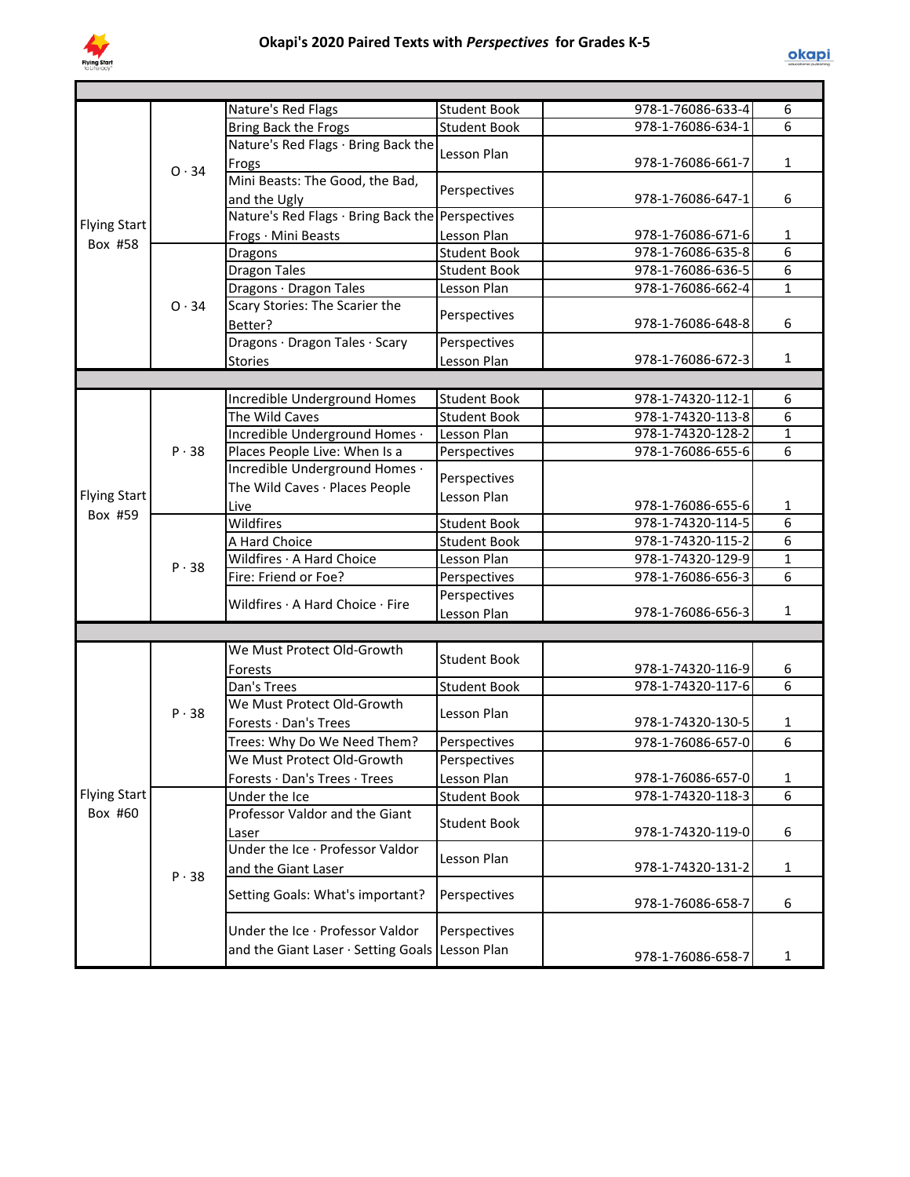# Okapi's 2020 Paired Texts with *Perspectives* for Grades K-5

| Box | Level | Title | Type | ISBN | Qty |
|---|---|---|---|---|---|
| Flying Start Box #58 | O · 34 | Nature's Red Flags | Student Book | 978-1-76086-633-4 | 6 |
| | | Bring Back the Frogs | Student Book | 978-1-76086-634-1 | 6 |
| | | Nature's Red Flags · Bring Back the Frogs | Lesson Plan | 978-1-76086-661-7 | 1 |
| | | Mini Beasts: The Good, the Bad, and the Ugly | Perspectives | 978-1-76086-647-1 | 6 |
| | | Nature's Red Flags · Bring Back the Frogs · Mini Beasts | Perspectives Lesson Plan | 978-1-76086-671-6 | 1 |
| | O · 34 | Dragons | Student Book | 978-1-76086-635-8 | 6 |
| | | Dragon Tales | Student Book | 978-1-76086-636-5 | 6 |
| | | Dragons · Dragon Tales | Lesson Plan | 978-1-76086-662-4 | 1 |
| | | Scary Stories: The Scarier the Better? | Perspectives | 978-1-76086-648-8 | 6 |
| | | Dragons · Dragon Tales · Scary Stories | Perspectives Lesson Plan | 978-1-76086-672-3 | 1 |
| Flying Start Box #59 | P · 38 | Incredible Underground Homes | Student Book | 978-1-74320-112-1 | 6 |
| | | The Wild Caves | Student Book | 978-1-74320-113-8 | 6 |
| | | Incredible Underground Homes · | Lesson Plan | 978-1-74320-128-2 | 1 |
| | | Places People Live: When Is a | Perspectives | 978-1-76086-655-6 | 6 |
| | | Incredible Underground Homes · The Wild Caves · Places People Live | Perspectives Lesson Plan | 978-1-76086-655-6 | 1 |
| | P · 38 | Wildfires | Student Book | 978-1-74320-114-5 | 6 |
| | | A Hard Choice | Student Book | 978-1-74320-115-2 | 6 |
| | | Wildfires · A Hard Choice | Lesson Plan | 978-1-74320-129-9 | 1 |
| | | Fire: Friend or Foe? | Perspectives | 978-1-76086-656-3 | 6 |
| | | Wildfires · A Hard Choice · Fire | Perspectives Lesson Plan | 978-1-76086-656-3 | 1 |
| Flying Start Box #60 | P · 38 | We Must Protect Old-Growth Forests | Student Book | 978-1-74320-116-9 | 6 |
| | | Dan's Trees | Student Book | 978-1-74320-117-6 | 6 |
| | | We Must Protect Old-Growth Forests · Dan's Trees | Lesson Plan | 978-1-74320-130-5 | 1 |
| | | Trees: Why Do We Need Them? | Perspectives | 978-1-76086-657-0 | 6 |
| | | We Must Protect Old-Growth Forests · Dan's Trees · Trees | Perspectives Lesson Plan | 978-1-76086-657-0 | 1 |
| | P · 38 | Under the Ice | Student Book | 978-1-74320-118-3 | 6 |
| | | Professor Valdor and the Giant Laser | Student Book | 978-1-74320-119-0 | 6 |
| | | Under the Ice · Professor Valdor and the Giant Laser | Lesson Plan | 978-1-74320-131-2 | 1 |
| | | Setting Goals: What's important? | Perspectives | 978-1-76086-658-7 | 6 |
| | | Under the Ice · Professor Valdor and the Giant Laser · Setting Goals | Perspectives Lesson Plan | 978-1-76086-658-7 | 1 |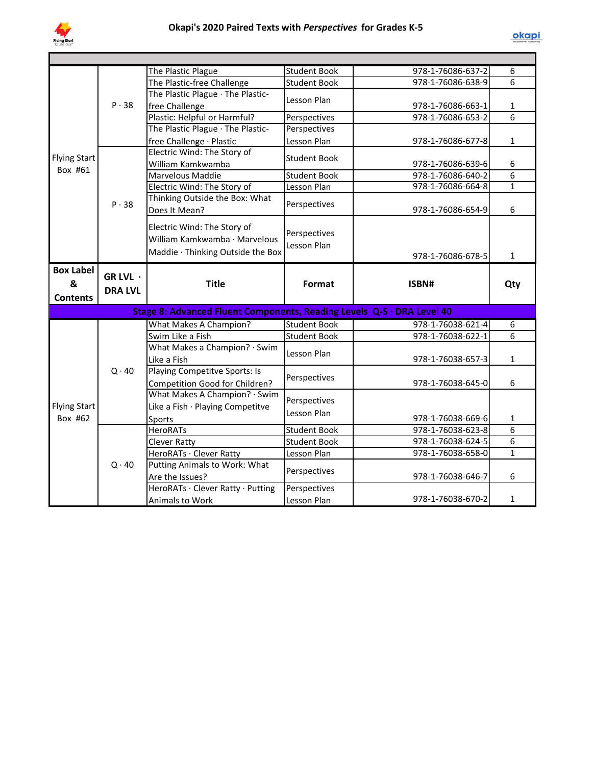# Okapi's 2020 Paired Texts with *Perspectives* for Grades K-5

| Box Label & Contents | GR LVL · DRA LVL | Title | Format | ISBN# | Qty |
|---|---|---|---|---|---|
| Flying Start Box #61 | P · 38 | The Plastic Plague | Student Book | 978-1-76086-637-2 | 6 |
| | | The Plastic-free Challenge | Student Book | 978-1-76086-638-9 | 6 |
| | | The Plastic Plague · The Plastic-free Challenge | Lesson Plan | 978-1-76086-663-1 | 1 |
| | | Plastic: Helpful or Harmful? | Perspectives | 978-1-76086-653-2 | 6 |
| | | The Plastic Plague · The Plastic-free Challenge · Plastic | Perspectives Lesson Plan | 978-1-76086-677-8 | 1 |
| | P · 38 | Electric Wind: The Story of William Kamkwamba | Student Book | 978-1-76086-639-6 | 6 |
| | | Marvelous Maddie | Student Book | 978-1-76086-640-2 | 6 |
| | | Electric Wind: The Story of | Lesson Plan | 978-1-76086-664-8 | 1 |
| | | Thinking Outside the Box: What Does It Mean? | Perspectives | 978-1-76086-654-9 | 6 |
| | | Electric Wind: The Story of William Kamkwamba · Marvelous Maddie · Thinking Outside the Box | Perspectives Lesson Plan | 978-1-76086-678-5 | 1 |
| **Box Label & Contents** | **GR LVL · DRA LVL** | **Title** | **Format** | **ISBN#** | **Qty** |
| **Stage 8: Advanced Fluent Components, Reading Levels Q-S · DRA Level 40** | | | | | |
| Flying Start Box #62 | Q · 40 | What Makes A Champion? | Student Book | 978-1-76038-621-4 | 6 |
| | | Swim Like a Fish | Student Book | 978-1-76038-622-1 | 6 |
| | | What Makes a Champion? · Swim Like a Fish | Lesson Plan | 978-1-76038-657-3 | 1 |
| | | Playing Competitve Sports: Is Competition Good for Children? | Perspectives | 978-1-76038-645-0 | 6 |
| | | What Makes A Champion? · Swim Like a Fish · Playing Competitve Sports | Perspectives Lesson Plan | 978-1-76038-669-6 | 1 |
| | Q · 40 | HeroRATs | Student Book | 978-1-76038-623-8 | 6 |
| | | Clever Ratty | Student Book | 978-1-76038-624-5 | 6 |
| | | HeroRATs · Clever Ratty | Lesson Plan | 978-1-76038-658-0 | 1 |
| | | Putting Animals to Work: What Are the Issues? | Perspectives | 978-1-76038-646-7 | 6 |
| | | HeroRATs · Clever Ratty · Putting Animals to Work | Perspectives Lesson Plan | 978-1-76038-670-2 | 1 |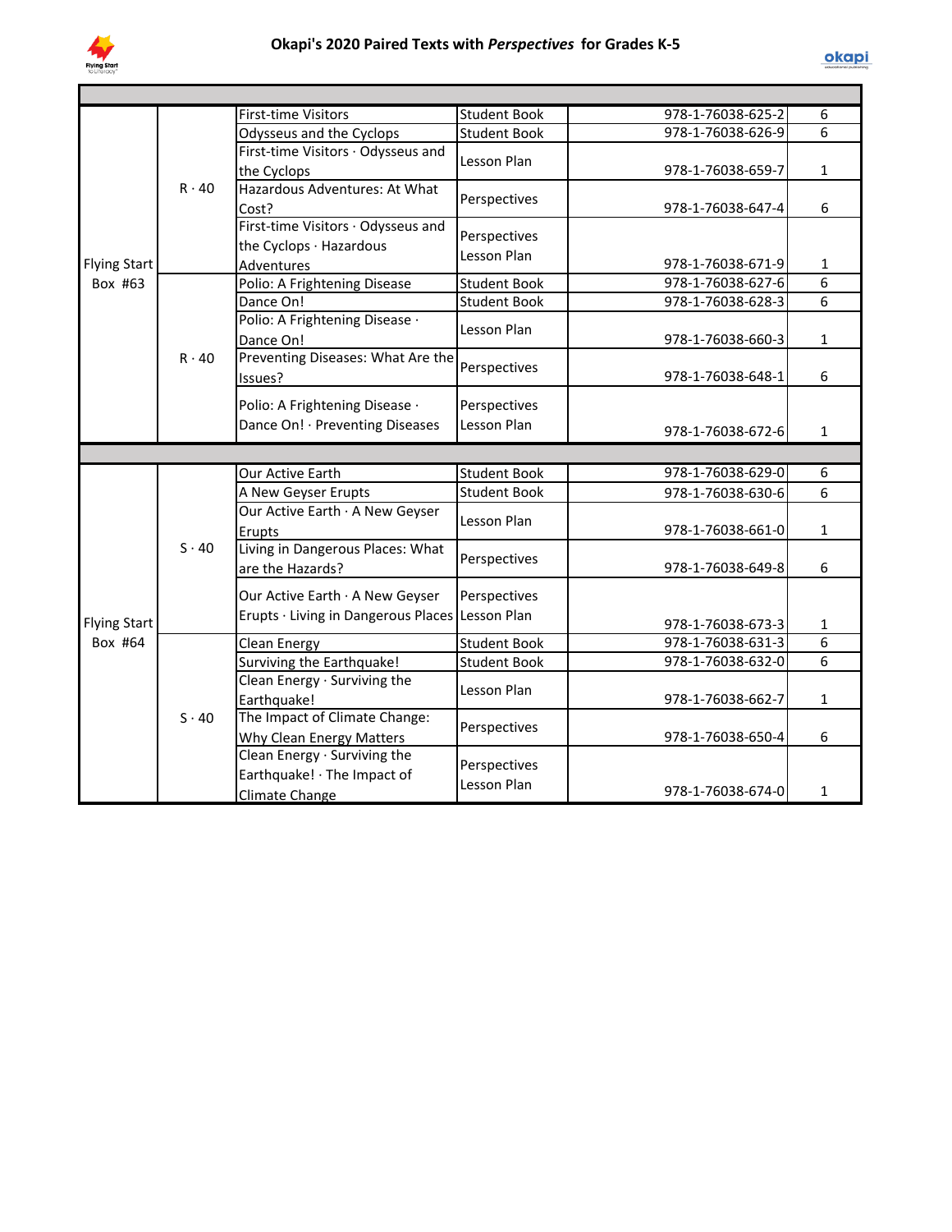# Okapi's 2020 Paired Texts with *Perspectives* for Grades K-5

| Box | Level | Title | Type | ISBN | Qty |
|---|---|---|---|---|---|
| Flying Start Box #63 | R · 40 | First-time Visitors | Student Book | 978-1-76038-625-2 | 6 |
| | | Odysseus and the Cyclops | Student Book | 978-1-76038-626-9 | 6 |
| | | First-time Visitors · Odysseus and the Cyclops | Lesson Plan | 978-1-76038-659-7 | 1 |
| | | Hazardous Adventures: At What Cost? | Perspectives | 978-1-76038-647-4 | 6 |
| | | First-time Visitors · Odysseus and the Cyclops · Hazardous Adventures | Perspectives Lesson Plan | 978-1-76038-671-9 | 1 |
| | R · 40 | Polio: A Frightening Disease | Student Book | 978-1-76038-627-6 | 6 |
| | | Dance On! | Student Book | 978-1-76038-628-3 | 6 |
| | | Polio: A Frightening Disease · Dance On! | Lesson Plan | 978-1-76038-660-3 | 1 |
| | | Preventing Diseases: What Are the Issues? | Perspectives | 978-1-76038-648-1 | 6 |
| | | Polio: A Frightening Disease · Dance On! · Preventing Diseases | Perspectives Lesson Plan | 978-1-76038-672-6 | 1 |
| Flying Start Box #64 | S · 40 | Our Active Earth | Student Book | 978-1-76038-629-0 | 6 |
| | | A New Geyser Erupts | Student Book | 978-1-76038-630-6 | 6 |
| | | Our Active Earth · A New Geyser Erupts | Lesson Plan | 978-1-76038-661-0 | 1 |
| | | Living in Dangerous Places: What are the Hazards? | Perspectives | 978-1-76038-649-8 | 6 |
| | | Our Active Earth · A New Geyser Erupts · Living in Dangerous Places | Perspectives Lesson Plan | 978-1-76038-673-3 | 1 |
| | S · 40 | Clean Energy | Student Book | 978-1-76038-631-3 | 6 |
| | | Surviving the Earthquake! | Student Book | 978-1-76038-632-0 | 6 |
| | | Clean Energy · Surviving the Earthquake! | Lesson Plan | 978-1-76038-662-7 | 1 |
| | | The Impact of Climate Change: Why Clean Energy Matters | Perspectives | 978-1-76038-650-4 | 6 |
| | | Clean Energy · Surviving the Earthquake! · The Impact of Climate Change | Perspectives Lesson Plan | 978-1-76038-674-0 | 1 |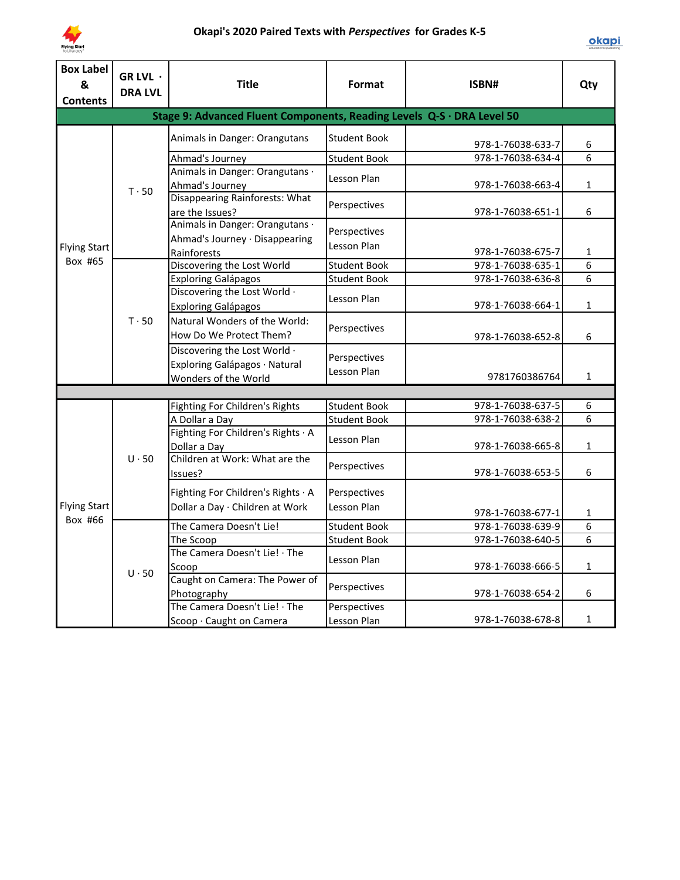# Okapi's 2020 Paired Texts with *Perspectives* for Grades K-5

| Box Label & Contents | GR LVL · DRA LVL | Title | Format | ISBN# | Qty |
|---|---|---|---|---|---|
| **Stage 9: Advanced Fluent Components, Reading Levels Q-S · DRA Level 50** | | | | | |
| Flying Start Box #65 | T · 50 | Animals in Danger: Orangutans | Student Book | 978-1-76038-633-7 | 6 |
| | | Ahmad's Journey | Student Book | 978-1-76038-634-4 | 6 |
| | | Animals in Danger: Orangutans · Ahmad's Journey | Lesson Plan | 978-1-76038-663-4 | 1 |
| | | Disappearing Rainforests: What are the Issues? | Perspectives | 978-1-76038-651-1 | 6 |
| | | Animals in Danger: Orangutans · Ahmad's Journey · Disappearing Rainforests | Perspectives Lesson Plan | 978-1-76038-675-7 | 1 |
| | T · 50 | Discovering the Lost World | Student Book | 978-1-76038-635-1 | 6 |
| | | Exploring Galápagos | Student Book | 978-1-76038-636-8 | 6 |
| | | Discovering the Lost World · Exploring Galápagos | Lesson Plan | 978-1-76038-664-1 | 1 |
| | | Natural Wonders of the World: How Do We Protect Them? | Perspectives | 978-1-76038-652-8 | 6 |
| | | Discovering the Lost World · Exploring Galápagos · Natural Wonders of the World | Perspectives Lesson Plan | 9781760386764 | 1 |
| | | | | | |
| Flying Start Box #66 | U · 50 | Fighting For Children's Rights | Student Book | 978-1-76038-637-5 | 6 |
| | | A Dollar a Day | Student Book | 978-1-76038-638-2 | 6 |
| | | Fighting For Children's Rights · A Dollar a Day | Lesson Plan | 978-1-76038-665-8 | 1 |
| | | Children at Work: What are the Issues? | Perspectives | 978-1-76038-653-5 | 6 |
| | | Fighting For Children's Rights · A Dollar a Day · Children at Work | Perspectives Lesson Plan | 978-1-76038-677-1 | 1 |
| | U · 50 | The Camera Doesn't Lie! | Student Book | 978-1-76038-639-9 | 6 |
| | | The Scoop | Student Book | 978-1-76038-640-5 | 6 |
| | | The Camera Doesn't Lie! · The Scoop | Lesson Plan | 978-1-76038-666-5 | 1 |
| | | Caught on Camera: The Power of Photography | Perspectives | 978-1-76038-654-2 | 6 |
| | | The Camera Doesn't Lie! · The Scoop · Caught on Camera | Perspectives Lesson Plan | 978-1-76038-678-8 | 1 |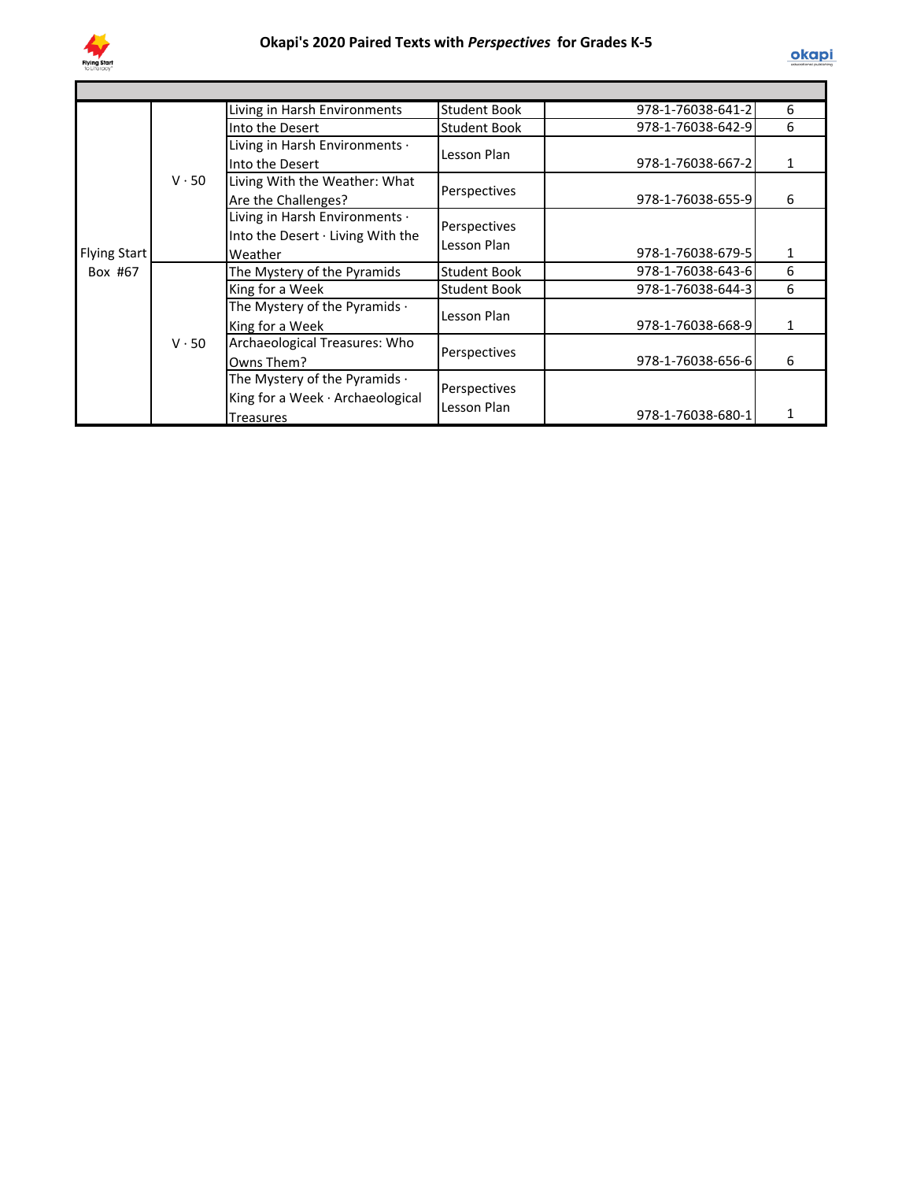# Okapi's 2020 Paired Texts with *Perspectives* for Grades K-5

| | | | | | |
|---|---|---|---|---|---|
| Flying Start Box #67 | V · 50 | Living in Harsh Environments | Student Book | 978-1-76038-641-2 | 6 |
| | | Into the Desert | Student Book | 978-1-76038-642-9 | 6 |
| | | Living in Harsh Environments · Into the Desert | Lesson Plan | 978-1-76038-667-2 | 1 |
| | | Living With the Weather: What Are the Challenges? | Perspectives | 978-1-76038-655-9 | 6 |
| | | Living in Harsh Environments · Into the Desert · Living With the Weather | Perspectives Lesson Plan | 978-1-76038-679-5 | 1 |
| | V · 50 | The Mystery of the Pyramids | Student Book | 978-1-76038-643-6 | 6 |
| | | King for a Week | Student Book | 978-1-76038-644-3 | 6 |
| | | The Mystery of the Pyramids · King for a Week | Lesson Plan | 978-1-76038-668-9 | 1 |
| | | Archaeological Treasures: Who Owns Them? | Perspectives | 978-1-76038-656-6 | 6 |
| | | The Mystery of the Pyramids · King for a Week · Archaeological Treasures | Perspectives Lesson Plan | 978-1-76038-680-1 | 1 |